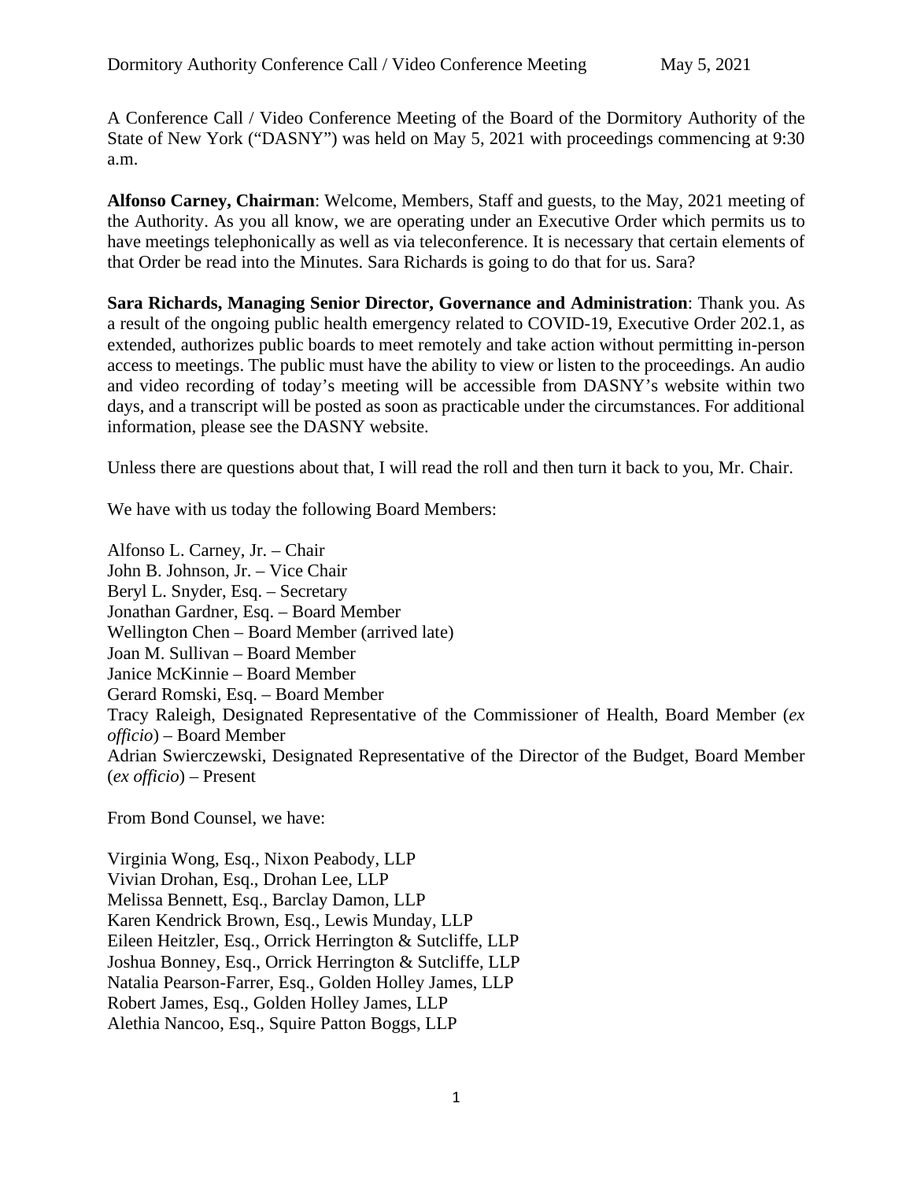A Conference Call / Video Conference Meeting of the Board of the Dormitory Authority of the State of New York ("DASNY") was held on May 5, 2021 with proceedings commencing at 9:30 a.m.

**Alfonso Carney, Chairman**: Welcome, Members, Staff and guests, to the May, 2021 meeting of the Authority. As you all know, we are operating under an Executive Order which permits us to have meetings telephonically as well as via teleconference. It is necessary that certain elements of that Order be read into the Minutes. Sara Richards is going to do that for us. Sara?

**Sara Richards, Managing Senior Director, Governance and Administration**: Thank you. As a result of the ongoing public health emergency related to COVID-19, Executive Order 202.1, as extended, authorizes public boards to meet remotely and take action without permitting in-person access to meetings. The public must have the ability to view or listen to the proceedings. An audio and video recording of today's meeting will be accessible from DASNY's website within two days, and a transcript will be posted as soon as practicable under the circumstances. For additional information, please see the DASNY website.

Unless there are questions about that, I will read the roll and then turn it back to you, Mr. Chair.

We have with us today the following Board Members:

Alfonso L. Carney, Jr. – Chair
John B. Johnson, Jr. – Vice Chair
Beryl L. Snyder, Esq. – Secretary
Jonathan Gardner, Esq. – Board Member
Wellington Chen – Board Member (arrived late)
Joan M. Sullivan – Board Member
Janice McKinnie – Board Member
Gerard Romski, Esq. – Board Member
Tracy Raleigh, Designated Representative of the Commissioner of Health, Board Member (*ex officio*) – Board Member
Adrian Swierczewski, Designated Representative of the Director of the Budget, Board Member (*ex officio*) – Present

From Bond Counsel, we have:

Virginia Wong, Esq., Nixon Peabody, LLP
Vivian Drohan, Esq., Drohan Lee, LLP
Melissa Bennett, Esq., Barclay Damon, LLP
Karen Kendrick Brown, Esq., Lewis Munday, LLP
Eileen Heitzler, Esq., Orrick Herrington & Sutcliffe, LLP
Joshua Bonney, Esq., Orrick Herrington & Sutcliffe, LLP
Natalia Pearson-Farrer, Esq., Golden Holley James, LLP
Robert James, Esq., Golden Holley James, LLP
Alethia Nancoo, Esq., Squire Patton Boggs, LLP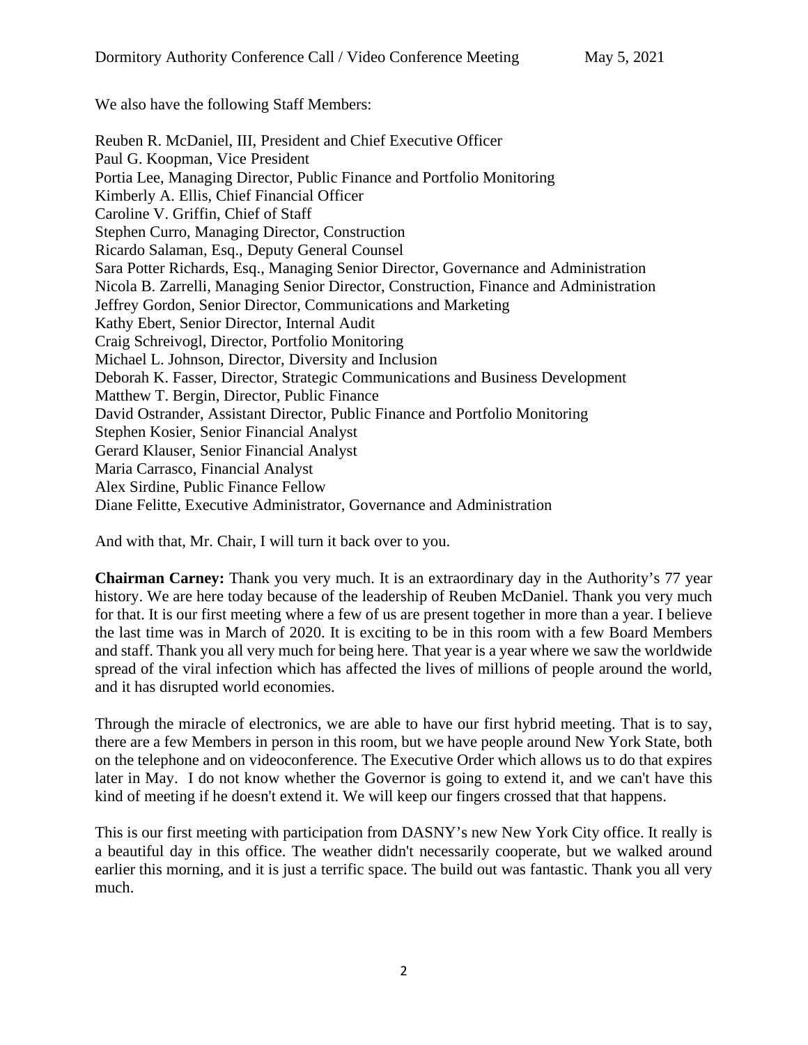We also have the following Staff Members:

Reuben R. McDaniel, III, President and Chief Executive Officer
Paul G. Koopman, Vice President
Portia Lee, Managing Director, Public Finance and Portfolio Monitoring
Kimberly A. Ellis, Chief Financial Officer
Caroline V. Griffin, Chief of Staff
Stephen Curro, Managing Director, Construction
Ricardo Salaman, Esq., Deputy General Counsel
Sara Potter Richards, Esq., Managing Senior Director, Governance and Administration
Nicola B. Zarrelli, Managing Senior Director, Construction, Finance and Administration
Jeffrey Gordon, Senior Director, Communications and Marketing
Kathy Ebert, Senior Director, Internal Audit
Craig Schreivogl, Director, Portfolio Monitoring
Michael L. Johnson, Director, Diversity and Inclusion
Deborah K. Fasser, Director, Strategic Communications and Business Development
Matthew T. Bergin, Director, Public Finance
David Ostrander, Assistant Director, Public Finance and Portfolio Monitoring
Stephen Kosier, Senior Financial Analyst
Gerard Klauser, Senior Financial Analyst
Maria Carrasco, Financial Analyst
Alex Sirdine, Public Finance Fellow
Diane Felitte, Executive Administrator, Governance and Administration

And with that, Mr. Chair, I will turn it back over to you.

**Chairman Carney:** Thank you very much. It is an extraordinary day in the Authority's 77 year history. We are here today because of the leadership of Reuben McDaniel. Thank you very much for that. It is our first meeting where a few of us are present together in more than a year. I believe the last time was in March of 2020. It is exciting to be in this room with a few Board Members and staff. Thank you all very much for being here. That year is a year where we saw the worldwide spread of the viral infection which has affected the lives of millions of people around the world, and it has disrupted world economies.

Through the miracle of electronics, we are able to have our first hybrid meeting. That is to say, there are a few Members in person in this room, but we have people around New York State, both on the telephone and on videoconference. The Executive Order which allows us to do that expires later in May. I do not know whether the Governor is going to extend it, and we can't have this kind of meeting if he doesn't extend it. We will keep our fingers crossed that that happens.

This is our first meeting with participation from DASNY's new New York City office. It really is a beautiful day in this office. The weather didn't necessarily cooperate, but we walked around earlier this morning, and it is just a terrific space. The build out was fantastic. Thank you all very much.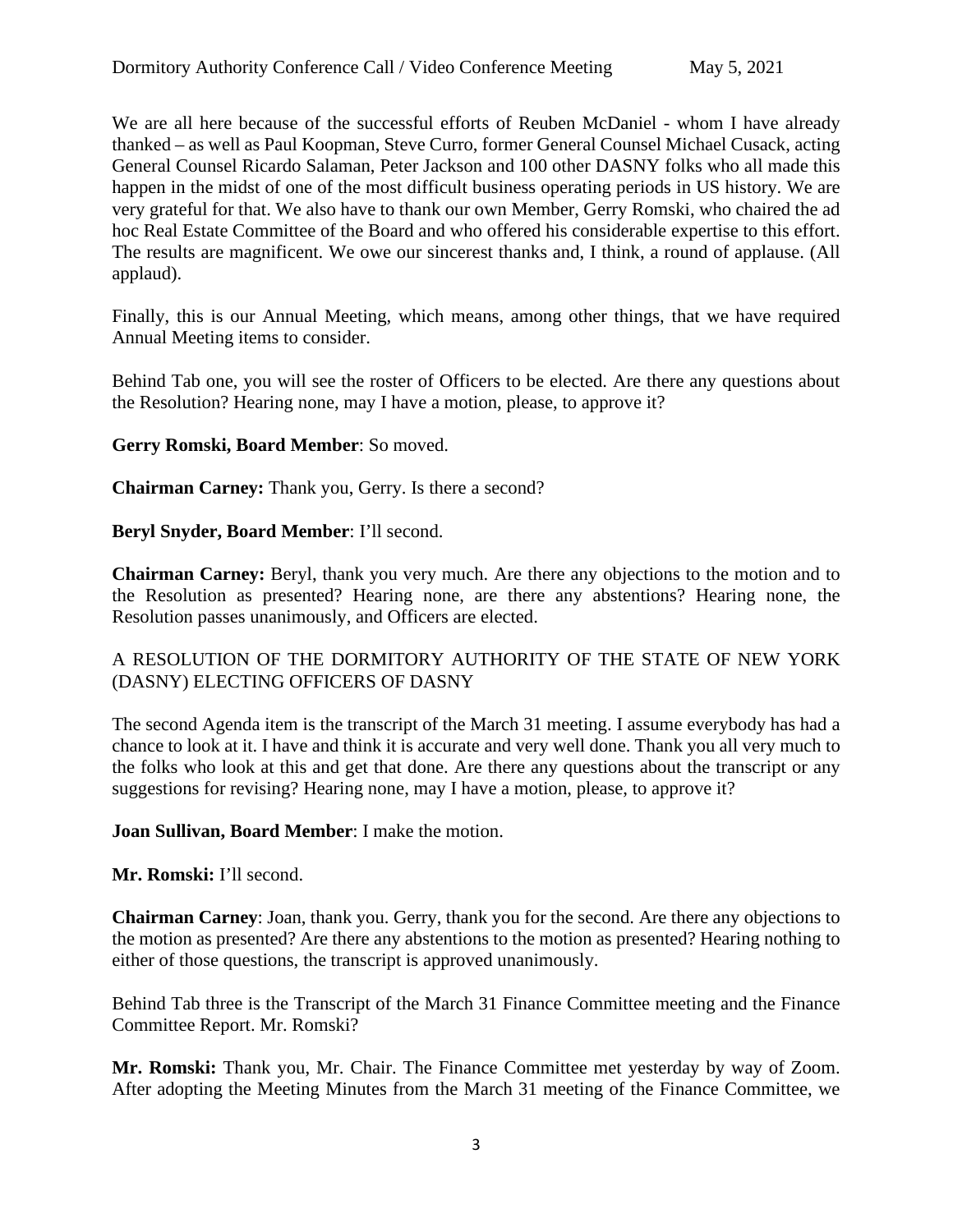We are all here because of the successful efforts of Reuben McDaniel - whom I have already thanked – as well as Paul Koopman, Steve Curro, former General Counsel Michael Cusack, acting General Counsel Ricardo Salaman, Peter Jackson and 100 other DASNY folks who all made this happen in the midst of one of the most difficult business operating periods in US history. We are very grateful for that. We also have to thank our own Member, Gerry Romski, who chaired the ad hoc Real Estate Committee of the Board and who offered his considerable expertise to this effort. The results are magnificent. We owe our sincerest thanks and, I think, a round of applause. (All applaud).

Finally, this is our Annual Meeting, which means, among other things, that we have required Annual Meeting items to consider.

Behind Tab one, you will see the roster of Officers to be elected. Are there any questions about the Resolution? Hearing none, may I have a motion, please, to approve it?

**Gerry Romski, Board Member**: So moved.

**Chairman Carney:** Thank you, Gerry. Is there a second?

**Beryl Snyder, Board Member**: I'll second.

**Chairman Carney:** Beryl, thank you very much. Are there any objections to the motion and to the Resolution as presented? Hearing none, are there any abstentions? Hearing none, the Resolution passes unanimously, and Officers are elected.

A RESOLUTION OF THE DORMITORY AUTHORITY OF THE STATE OF NEW YORK (DASNY) ELECTING OFFICERS OF DASNY

The second Agenda item is the transcript of the March 31 meeting. I assume everybody has had a chance to look at it. I have and think it is accurate and very well done. Thank you all very much to the folks who look at this and get that done. Are there any questions about the transcript or any suggestions for revising? Hearing none, may I have a motion, please, to approve it?

**Joan Sullivan, Board Member**: I make the motion.

**Mr. Romski:** I'll second.

**Chairman Carney**: Joan, thank you. Gerry, thank you for the second. Are there any objections to the motion as presented? Are there any abstentions to the motion as presented? Hearing nothing to either of those questions, the transcript is approved unanimously.

Behind Tab three is the Transcript of the March 31 Finance Committee meeting and the Finance Committee Report. Mr. Romski?

**Mr. Romski:** Thank you, Mr. Chair. The Finance Committee met yesterday by way of Zoom. After adopting the Meeting Minutes from the March 31 meeting of the Finance Committee, we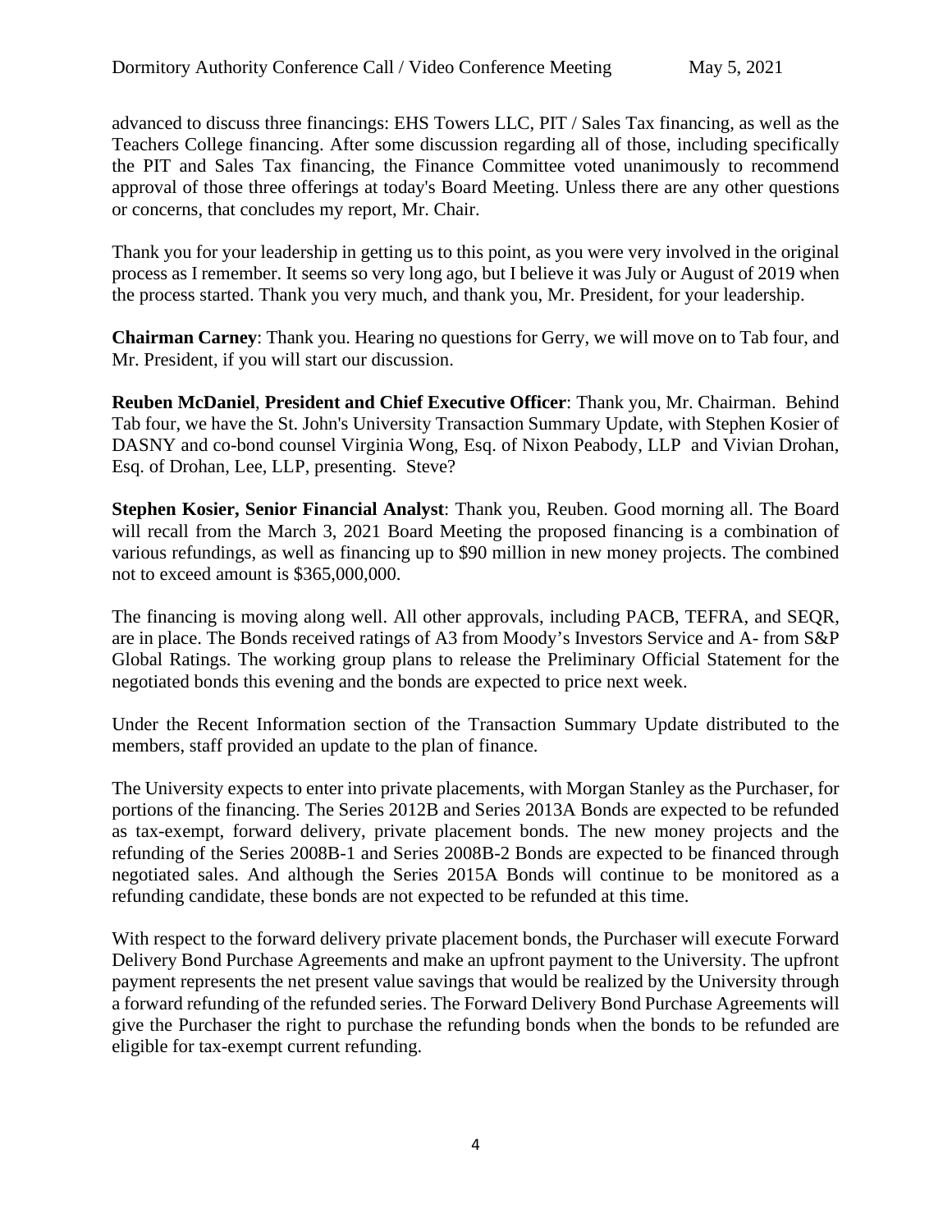advanced to discuss three financings: EHS Towers LLC, PIT / Sales Tax financing, as well as the Teachers College financing. After some discussion regarding all of those, including specifically the PIT and Sales Tax financing, the Finance Committee voted unanimously to recommend approval of those three offerings at today's Board Meeting. Unless there are any other questions or concerns, that concludes my report, Mr. Chair.

Thank you for your leadership in getting us to this point, as you were very involved in the original process as I remember. It seems so very long ago, but I believe it was July or August of 2019 when the process started. Thank you very much, and thank you, Mr. President, for your leadership.

**Chairman Carney**: Thank you. Hearing no questions for Gerry, we will move on to Tab four, and Mr. President, if you will start our discussion.

**Reuben McDaniel**, **President and Chief Executive Officer**: Thank you, Mr. Chairman. Behind Tab four, we have the St. John's University Transaction Summary Update, with Stephen Kosier of DASNY and co-bond counsel Virginia Wong, Esq. of Nixon Peabody, LLP and Vivian Drohan, Esq. of Drohan, Lee, LLP, presenting. Steve?

**Stephen Kosier, Senior Financial Analyst**: Thank you, Reuben. Good morning all. The Board will recall from the March 3, 2021 Board Meeting the proposed financing is a combination of various refundings, as well as financing up to $90 million in new money projects. The combined not to exceed amount is $365,000,000.

The financing is moving along well. All other approvals, including PACB, TEFRA, and SEQR, are in place. The Bonds received ratings of A3 from Moody's Investors Service and A- from S&P Global Ratings. The working group plans to release the Preliminary Official Statement for the negotiated bonds this evening and the bonds are expected to price next week.

Under the Recent Information section of the Transaction Summary Update distributed to the members, staff provided an update to the plan of finance.

The University expects to enter into private placements, with Morgan Stanley as the Purchaser, for portions of the financing. The Series 2012B and Series 2013A Bonds are expected to be refunded as tax-exempt, forward delivery, private placement bonds. The new money projects and the refunding of the Series 2008B-1 and Series 2008B-2 Bonds are expected to be financed through negotiated sales. And although the Series 2015A Bonds will continue to be monitored as a refunding candidate, these bonds are not expected to be refunded at this time.

With respect to the forward delivery private placement bonds, the Purchaser will execute Forward Delivery Bond Purchase Agreements and make an upfront payment to the University. The upfront payment represents the net present value savings that would be realized by the University through a forward refunding of the refunded series. The Forward Delivery Bond Purchase Agreements will give the Purchaser the right to purchase the refunding bonds when the bonds to be refunded are eligible for tax-exempt current refunding.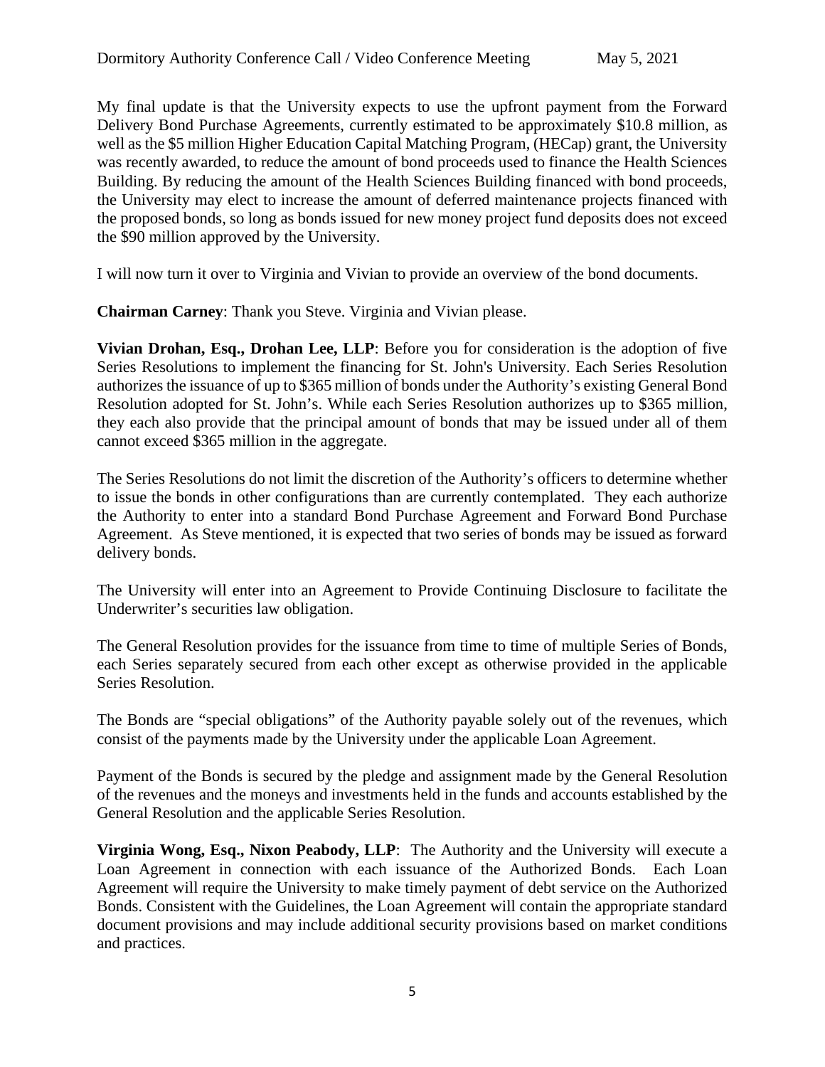My final update is that the University expects to use the upfront payment from the Forward Delivery Bond Purchase Agreements, currently estimated to be approximately $10.8 million, as well as the $5 million Higher Education Capital Matching Program, (HECap) grant, the University was recently awarded, to reduce the amount of bond proceeds used to finance the Health Sciences Building. By reducing the amount of the Health Sciences Building financed with bond proceeds, the University may elect to increase the amount of deferred maintenance projects financed with the proposed bonds, so long as bonds issued for new money project fund deposits does not exceed the $90 million approved by the University.

I will now turn it over to Virginia and Vivian to provide an overview of the bond documents.

**Chairman Carney**: Thank you Steve. Virginia and Vivian please.

**Vivian Drohan, Esq., Drohan Lee, LLP**: Before you for consideration is the adoption of five Series Resolutions to implement the financing for St. John's University. Each Series Resolution authorizes the issuance of up to $365 million of bonds under the Authority's existing General Bond Resolution adopted for St. John's. While each Series Resolution authorizes up to $365 million, they each also provide that the principal amount of bonds that may be issued under all of them cannot exceed $365 million in the aggregate.

The Series Resolutions do not limit the discretion of the Authority's officers to determine whether to issue the bonds in other configurations than are currently contemplated. They each authorize the Authority to enter into a standard Bond Purchase Agreement and Forward Bond Purchase Agreement. As Steve mentioned, it is expected that two series of bonds may be issued as forward delivery bonds.

The University will enter into an Agreement to Provide Continuing Disclosure to facilitate the Underwriter's securities law obligation.

The General Resolution provides for the issuance from time to time of multiple Series of Bonds, each Series separately secured from each other except as otherwise provided in the applicable Series Resolution.

The Bonds are "special obligations" of the Authority payable solely out of the revenues, which consist of the payments made by the University under the applicable Loan Agreement.

Payment of the Bonds is secured by the pledge and assignment made by the General Resolution of the revenues and the moneys and investments held in the funds and accounts established by the General Resolution and the applicable Series Resolution.

**Virginia Wong, Esq., Nixon Peabody, LLP**: The Authority and the University will execute a Loan Agreement in connection with each issuance of the Authorized Bonds. Each Loan Agreement will require the University to make timely payment of debt service on the Authorized Bonds. Consistent with the Guidelines, the Loan Agreement will contain the appropriate standard document provisions and may include additional security provisions based on market conditions and practices.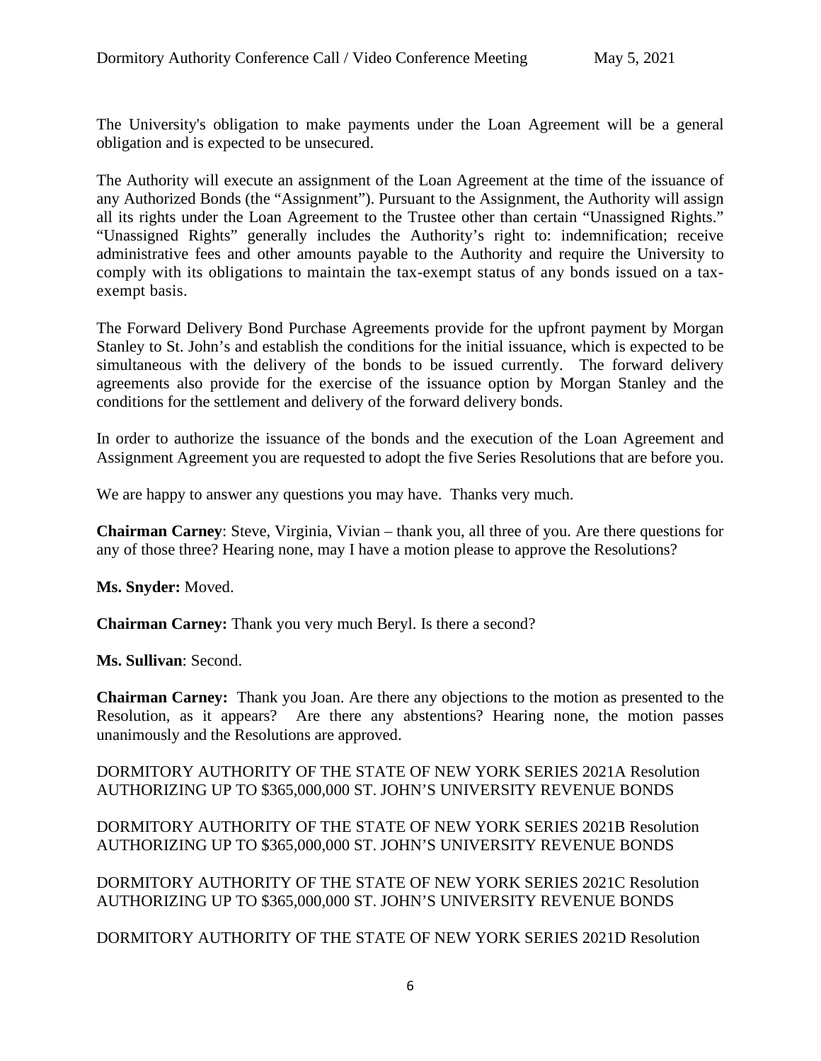The University's obligation to make payments under the Loan Agreement will be a general obligation and is expected to be unsecured.

The Authority will execute an assignment of the Loan Agreement at the time of the issuance of any Authorized Bonds (the "Assignment"). Pursuant to the Assignment, the Authority will assign all its rights under the Loan Agreement to the Trustee other than certain "Unassigned Rights." "Unassigned Rights" generally includes the Authority's right to: indemnification; receive administrative fees and other amounts payable to the Authority and require the University to comply with its obligations to maintain the tax-exempt status of any bonds issued on a tax-exempt basis.

The Forward Delivery Bond Purchase Agreements provide for the upfront payment by Morgan Stanley to St. John's and establish the conditions for the initial issuance, which is expected to be simultaneous with the delivery of the bonds to be issued currently. The forward delivery agreements also provide for the exercise of the issuance option by Morgan Stanley and the conditions for the settlement and delivery of the forward delivery bonds.

In order to authorize the issuance of the bonds and the execution of the Loan Agreement and Assignment Agreement you are requested to adopt the five Series Resolutions that are before you.

We are happy to answer any questions you may have. Thanks very much.

**Chairman Carney**: Steve, Virginia, Vivian – thank you, all three of you. Are there questions for any of those three? Hearing none, may I have a motion please to approve the Resolutions?

**Ms. Snyder:** Moved.

**Chairman Carney:** Thank you very much Beryl. Is there a second?

**Ms. Sullivan**: Second.

**Chairman Carney:** Thank you Joan. Are there any objections to the motion as presented to the Resolution, as it appears? Are there any abstentions? Hearing none, the motion passes unanimously and the Resolutions are approved.

DORMITORY AUTHORITY OF THE STATE OF NEW YORK SERIES 2021A Resolution AUTHORIZING UP TO $365,000,000 ST. JOHN'S UNIVERSITY REVENUE BONDS

DORMITORY AUTHORITY OF THE STATE OF NEW YORK SERIES 2021B Resolution AUTHORIZING UP TO $365,000,000 ST. JOHN'S UNIVERSITY REVENUE BONDS

DORMITORY AUTHORITY OF THE STATE OF NEW YORK SERIES 2021C Resolution AUTHORIZING UP TO $365,000,000 ST. JOHN'S UNIVERSITY REVENUE BONDS

DORMITORY AUTHORITY OF THE STATE OF NEW YORK SERIES 2021D Resolution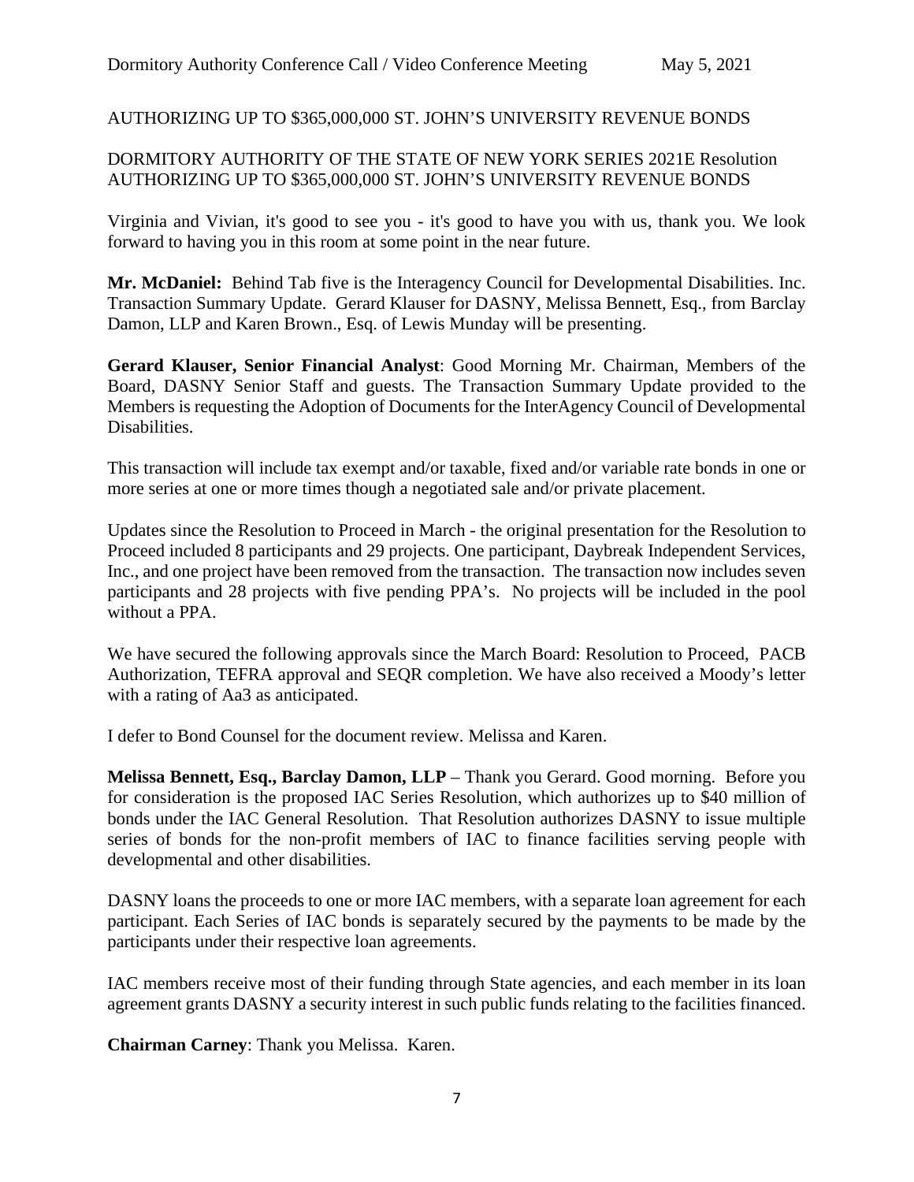AUTHORIZING UP TO $365,000,000 ST. JOHN'S UNIVERSITY REVENUE BONDS

DORMITORY AUTHORITY OF THE STATE OF NEW YORK SERIES 2021E Resolution AUTHORIZING UP TO $365,000,000 ST. JOHN'S UNIVERSITY REVENUE BONDS

Virginia and Vivian, it's good to see you - it's good to have you with us, thank you. We look forward to having you in this room at some point in the near future.

**Mr. McDaniel:** Behind Tab five is the Interagency Council for Developmental Disabilities. Inc. Transaction Summary Update. Gerard Klauser for DASNY, Melissa Bennett, Esq., from Barclay Damon, LLP and Karen Brown., Esq. of Lewis Munday will be presenting.

**Gerard Klauser, Senior Financial Analyst**: Good Morning Mr. Chairman, Members of the Board, DASNY Senior Staff and guests. The Transaction Summary Update provided to the Members is requesting the Adoption of Documents for the InterAgency Council of Developmental Disabilities.

This transaction will include tax exempt and/or taxable, fixed and/or variable rate bonds in one or more series at one or more times though a negotiated sale and/or private placement.

Updates since the Resolution to Proceed in March - the original presentation for the Resolution to Proceed included 8 participants and 29 projects. One participant, Daybreak Independent Services, Inc., and one project have been removed from the transaction. The transaction now includes seven participants and 28 projects with five pending PPA's. No projects will be included in the pool without a PPA.

We have secured the following approvals since the March Board: Resolution to Proceed, PACB Authorization, TEFRA approval and SEQR completion. We have also received a Moody's letter with a rating of Aa3 as anticipated.

I defer to Bond Counsel for the document review. Melissa and Karen.

**Melissa Bennett, Esq., Barclay Damon, LLP** – Thank you Gerard. Good morning. Before you for consideration is the proposed IAC Series Resolution, which authorizes up to $40 million of bonds under the IAC General Resolution. That Resolution authorizes DASNY to issue multiple series of bonds for the non-profit members of IAC to finance facilities serving people with developmental and other disabilities.

DASNY loans the proceeds to one or more IAC members, with a separate loan agreement for each participant. Each Series of IAC bonds is separately secured by the payments to be made by the participants under their respective loan agreements.

IAC members receive most of their funding through State agencies, and each member in its loan agreement grants DASNY a security interest in such public funds relating to the facilities financed.

**Chairman Carney**: Thank you Melissa. Karen.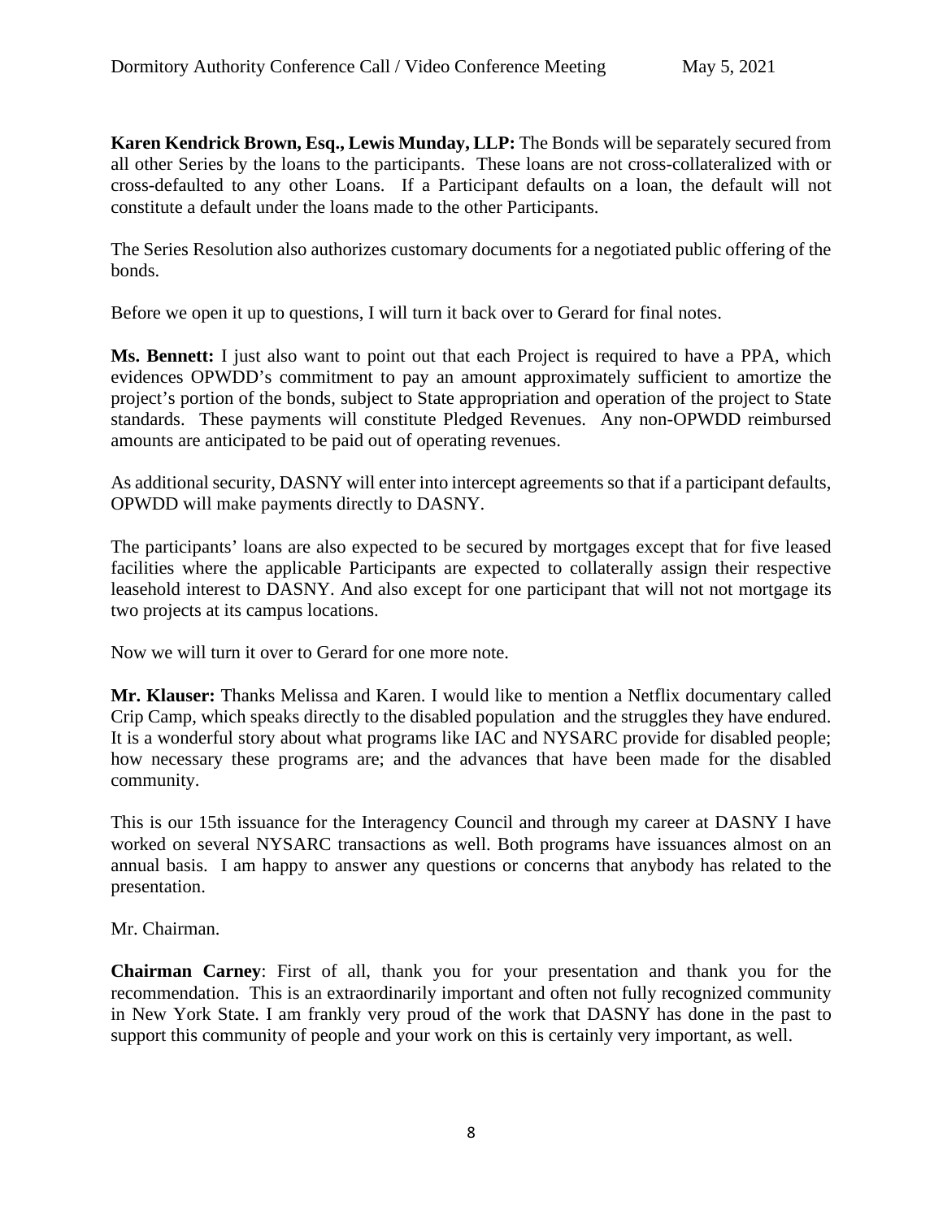**Karen Kendrick Brown, Esq., Lewis Munday, LLP:** The Bonds will be separately secured from all other Series by the loans to the participants. These loans are not cross-collateralized with or cross-defaulted to any other Loans. If a Participant defaults on a loan, the default will not constitute a default under the loans made to the other Participants.

The Series Resolution also authorizes customary documents for a negotiated public offering of the bonds.

Before we open it up to questions, I will turn it back over to Gerard for final notes.

**Ms. Bennett:** I just also want to point out that each Project is required to have a PPA, which evidences OPWDD's commitment to pay an amount approximately sufficient to amortize the project's portion of the bonds, subject to State appropriation and operation of the project to State standards. These payments will constitute Pledged Revenues. Any non-OPWDD reimbursed amounts are anticipated to be paid out of operating revenues.

As additional security, DASNY will enter into intercept agreements so that if a participant defaults, OPWDD will make payments directly to DASNY.

The participants' loans are also expected to be secured by mortgages except that for five leased facilities where the applicable Participants are expected to collaterally assign their respective leasehold interest to DASNY. And also except for one participant that will not not mortgage its two projects at its campus locations.

Now we will turn it over to Gerard for one more note.

**Mr. Klauser:** Thanks Melissa and Karen. I would like to mention a Netflix documentary called Crip Camp, which speaks directly to the disabled population and the struggles they have endured. It is a wonderful story about what programs like IAC and NYSARC provide for disabled people; how necessary these programs are; and the advances that have been made for the disabled community.

This is our 15th issuance for the Interagency Council and through my career at DASNY I have worked on several NYSARC transactions as well. Both programs have issuances almost on an annual basis. I am happy to answer any questions or concerns that anybody has related to the presentation.

Mr. Chairman.

**Chairman Carney**: First of all, thank you for your presentation and thank you for the recommendation. This is an extraordinarily important and often not fully recognized community in New York State. I am frankly very proud of the work that DASNY has done in the past to support this community of people and your work on this is certainly very important, as well.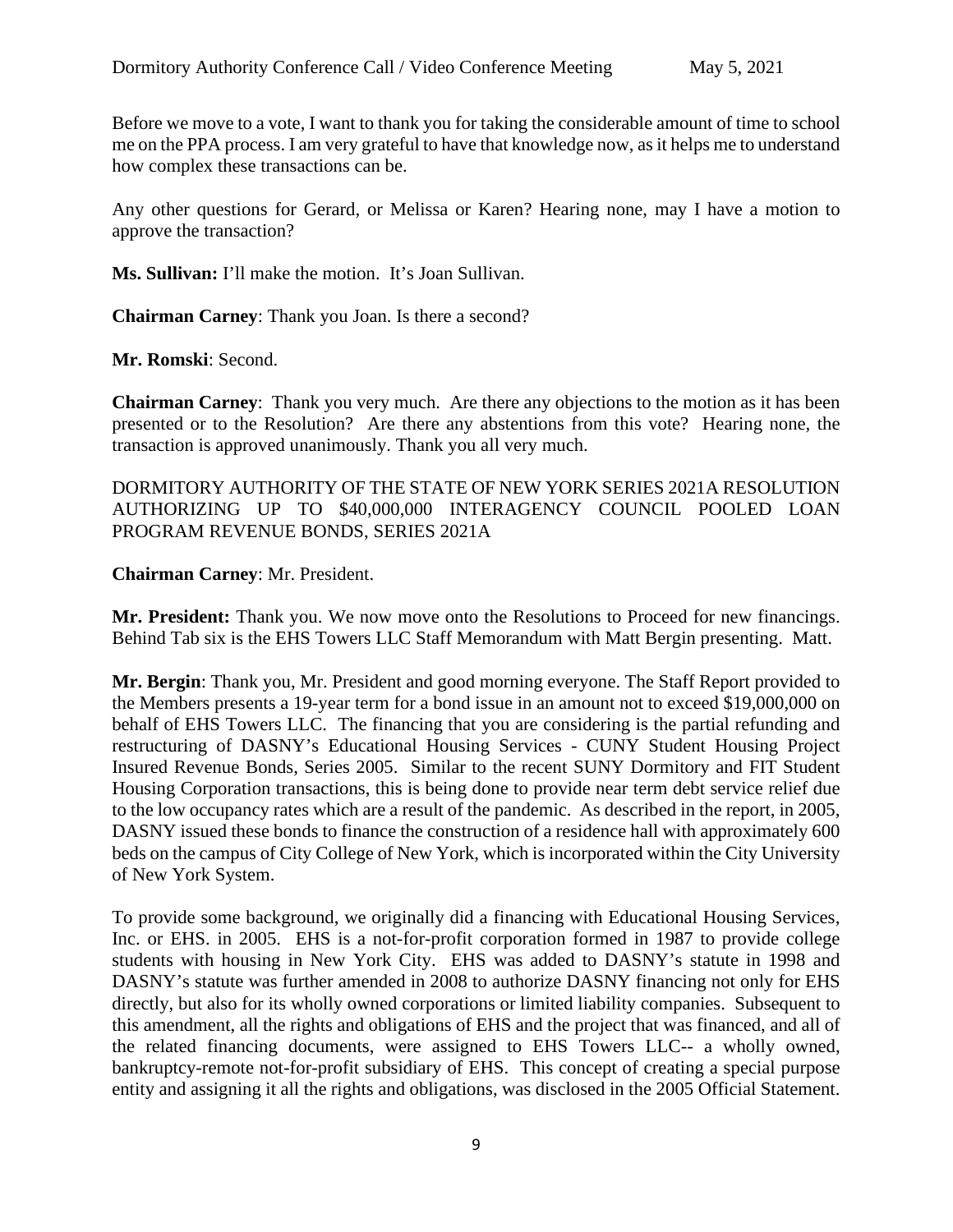Before we move to a vote, I want to thank you for taking the considerable amount of time to school me on the PPA process. I am very grateful to have that knowledge now, as it helps me to understand how complex these transactions can be.

Any other questions for Gerard, or Melissa or Karen? Hearing none, may I have a motion to approve the transaction?

**Ms. Sullivan:** I'll make the motion. It's Joan Sullivan.

**Chairman Carney**: Thank you Joan. Is there a second?

**Mr. Romski**: Second.

**Chairman Carney**: Thank you very much. Are there any objections to the motion as it has been presented or to the Resolution? Are there any abstentions from this vote? Hearing none, the transaction is approved unanimously. Thank you all very much.

DORMITORY AUTHORITY OF THE STATE OF NEW YORK SERIES 2021A RESOLUTION AUTHORIZING UP TO $40,000,000 INTERAGENCY COUNCIL POOLED LOAN PROGRAM REVENUE BONDS, SERIES 2021A

**Chairman Carney**: Mr. President.

**Mr. President:** Thank you. We now move onto the Resolutions to Proceed for new financings. Behind Tab six is the EHS Towers LLC Staff Memorandum with Matt Bergin presenting. Matt.

**Mr. Bergin**: Thank you, Mr. President and good morning everyone. The Staff Report provided to the Members presents a 19-year term for a bond issue in an amount not to exceed $19,000,000 on behalf of EHS Towers LLC. The financing that you are considering is the partial refunding and restructuring of DASNY's Educational Housing Services - CUNY Student Housing Project Insured Revenue Bonds, Series 2005. Similar to the recent SUNY Dormitory and FIT Student Housing Corporation transactions, this is being done to provide near term debt service relief due to the low occupancy rates which are a result of the pandemic. As described in the report, in 2005, DASNY issued these bonds to finance the construction of a residence hall with approximately 600 beds on the campus of City College of New York, which is incorporated within the City University of New York System.

To provide some background, we originally did a financing with Educational Housing Services, Inc. or EHS. in 2005. EHS is a not-for-profit corporation formed in 1987 to provide college students with housing in New York City. EHS was added to DASNY's statute in 1998 and DASNY's statute was further amended in 2008 to authorize DASNY financing not only for EHS directly, but also for its wholly owned corporations or limited liability companies. Subsequent to this amendment, all the rights and obligations of EHS and the project that was financed, and all of the related financing documents, were assigned to EHS Towers LLC-- a wholly owned, bankruptcy-remote not-for-profit subsidiary of EHS. This concept of creating a special purpose entity and assigning it all the rights and obligations, was disclosed in the 2005 Official Statement.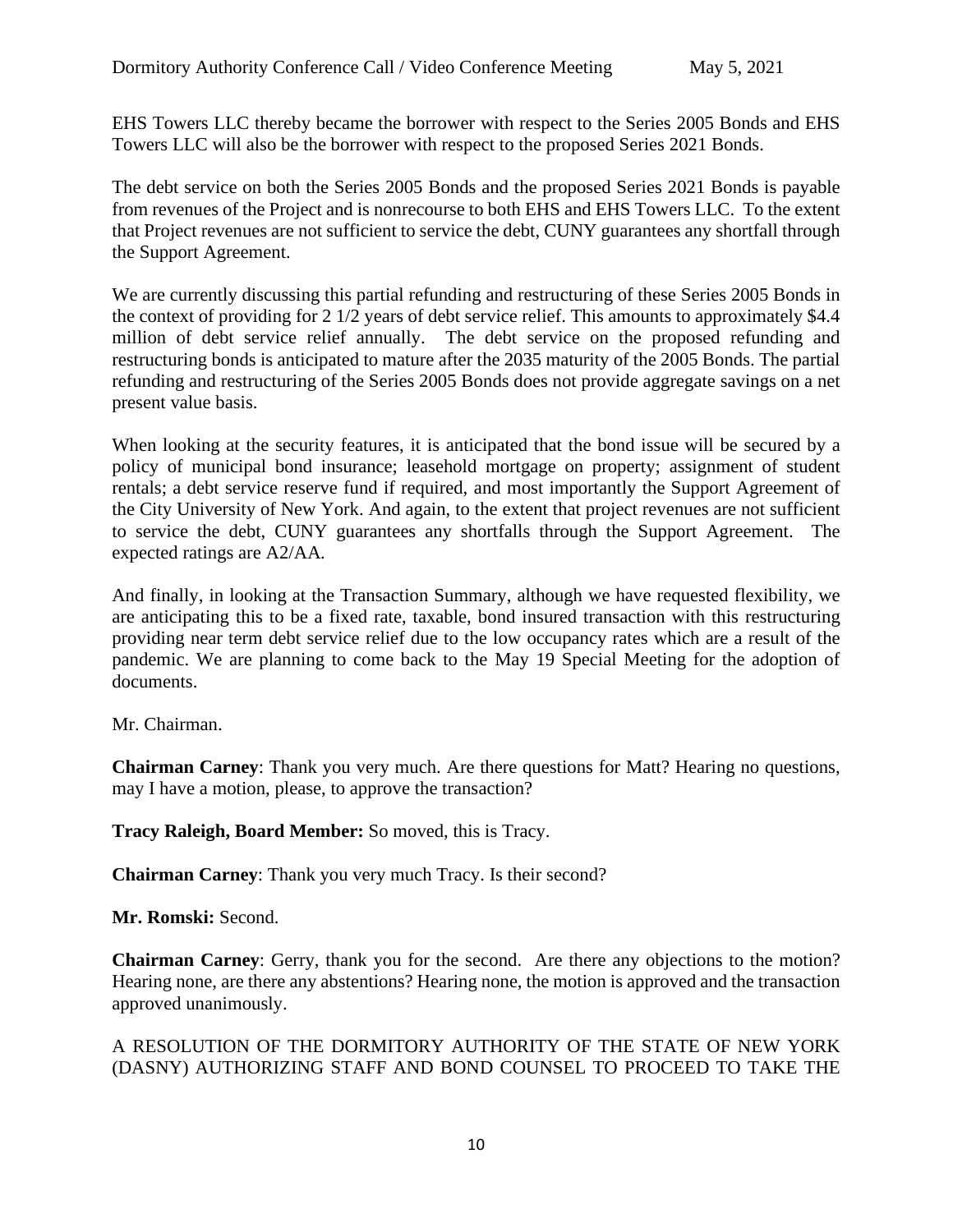EHS Towers LLC thereby became the borrower with respect to the Series 2005 Bonds and EHS Towers LLC will also be the borrower with respect to the proposed Series 2021 Bonds.

The debt service on both the Series 2005 Bonds and the proposed Series 2021 Bonds is payable from revenues of the Project and is nonrecourse to both EHS and EHS Towers LLC. To the extent that Project revenues are not sufficient to service the debt, CUNY guarantees any shortfall through the Support Agreement.

We are currently discussing this partial refunding and restructuring of these Series 2005 Bonds in the context of providing for 2 1/2 years of debt service relief. This amounts to approximately $4.4 million of debt service relief annually. The debt service on the proposed refunding and restructuring bonds is anticipated to mature after the 2035 maturity of the 2005 Bonds. The partial refunding and restructuring of the Series 2005 Bonds does not provide aggregate savings on a net present value basis.

When looking at the security features, it is anticipated that the bond issue will be secured by a policy of municipal bond insurance; leasehold mortgage on property; assignment of student rentals; a debt service reserve fund if required, and most importantly the Support Agreement of the City University of New York. And again, to the extent that project revenues are not sufficient to service the debt, CUNY guarantees any shortfalls through the Support Agreement. The expected ratings are A2/AA.

And finally, in looking at the Transaction Summary, although we have requested flexibility, we are anticipating this to be a fixed rate, taxable, bond insured transaction with this restructuring providing near term debt service relief due to the low occupancy rates which are a result of the pandemic. We are planning to come back to the May 19 Special Meeting for the adoption of documents.

Mr. Chairman.

**Chairman Carney**: Thank you very much. Are there questions for Matt? Hearing no questions, may I have a motion, please, to approve the transaction?

**Tracy Raleigh, Board Member:** So moved, this is Tracy.

**Chairman Carney**: Thank you very much Tracy. Is their second?

**Mr. Romski:** Second.

**Chairman Carney**: Gerry, thank you for the second. Are there any objections to the motion? Hearing none, are there any abstentions? Hearing none, the motion is approved and the transaction approved unanimously.

A RESOLUTION OF THE DORMITORY AUTHORITY OF THE STATE OF NEW YORK (DASNY) AUTHORIZING STAFF AND BOND COUNSEL TO PROCEED TO TAKE THE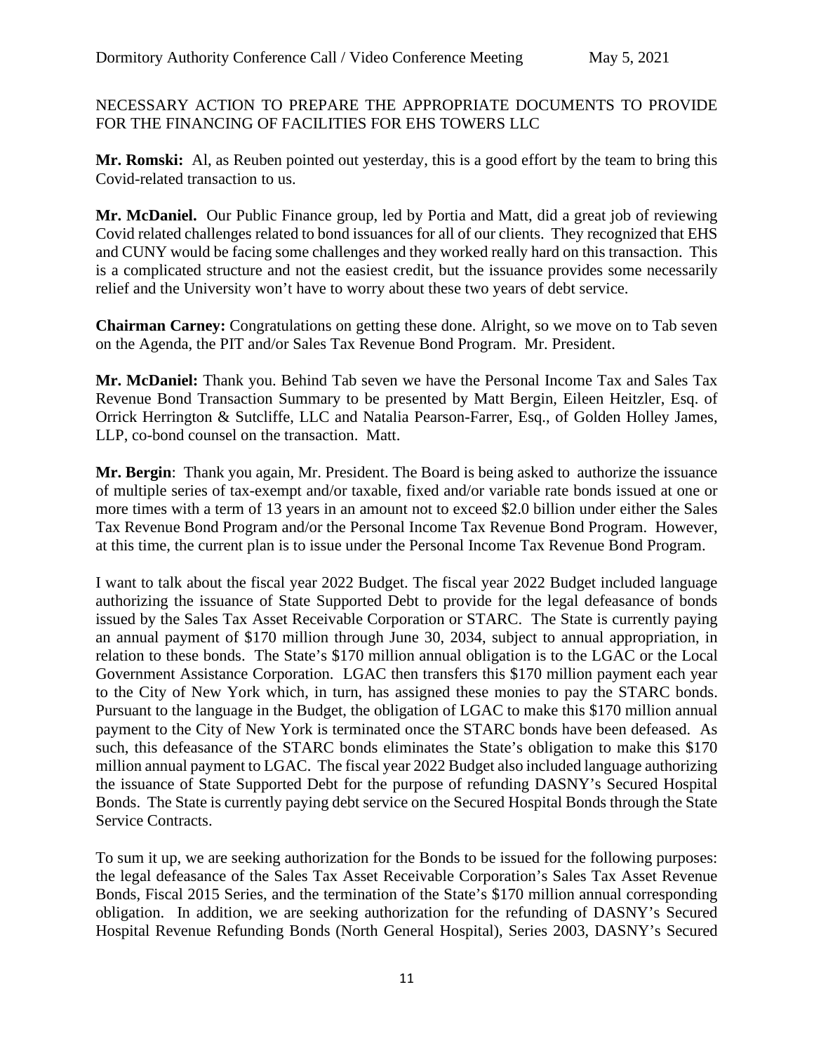NECESSARY ACTION TO PREPARE THE APPROPRIATE DOCUMENTS TO PROVIDE FOR THE FINANCING OF FACILITIES FOR EHS TOWERS LLC

**Mr. Romski:** Al, as Reuben pointed out yesterday, this is a good effort by the team to bring this Covid-related transaction to us.

**Mr. McDaniel.** Our Public Finance group, led by Portia and Matt, did a great job of reviewing Covid related challenges related to bond issuances for all of our clients. They recognized that EHS and CUNY would be facing some challenges and they worked really hard on this transaction. This is a complicated structure and not the easiest credit, but the issuance provides some necessarily relief and the University won't have to worry about these two years of debt service.

**Chairman Carney:** Congratulations on getting these done. Alright, so we move on to Tab seven on the Agenda, the PIT and/or Sales Tax Revenue Bond Program. Mr. President.

**Mr. McDaniel:** Thank you. Behind Tab seven we have the Personal Income Tax and Sales Tax Revenue Bond Transaction Summary to be presented by Matt Bergin, Eileen Heitzler, Esq. of Orrick Herrington & Sutcliffe, LLC and Natalia Pearson-Farrer, Esq., of Golden Holley James, LLP, co-bond counsel on the transaction. Matt.

**Mr. Bergin**: Thank you again, Mr. President. The Board is being asked to authorize the issuance of multiple series of tax-exempt and/or taxable, fixed and/or variable rate bonds issued at one or more times with a term of 13 years in an amount not to exceed $2.0 billion under either the Sales Tax Revenue Bond Program and/or the Personal Income Tax Revenue Bond Program. However, at this time, the current plan is to issue under the Personal Income Tax Revenue Bond Program.

I want to talk about the fiscal year 2022 Budget. The fiscal year 2022 Budget included language authorizing the issuance of State Supported Debt to provide for the legal defeasance of bonds issued by the Sales Tax Asset Receivable Corporation or STARC. The State is currently paying an annual payment of $170 million through June 30, 2034, subject to annual appropriation, in relation to these bonds. The State's $170 million annual obligation is to the LGAC or the Local Government Assistance Corporation. LGAC then transfers this $170 million payment each year to the City of New York which, in turn, has assigned these monies to pay the STARC bonds. Pursuant to the language in the Budget, the obligation of LGAC to make this $170 million annual payment to the City of New York is terminated once the STARC bonds have been defeased. As such, this defeasance of the STARC bonds eliminates the State's obligation to make this $170 million annual payment to LGAC. The fiscal year 2022 Budget also included language authorizing the issuance of State Supported Debt for the purpose of refunding DASNY's Secured Hospital Bonds. The State is currently paying debt service on the Secured Hospital Bonds through the State Service Contracts.

To sum it up, we are seeking authorization for the Bonds to be issued for the following purposes: the legal defeasance of the Sales Tax Asset Receivable Corporation's Sales Tax Asset Revenue Bonds, Fiscal 2015 Series, and the termination of the State's $170 million annual corresponding obligation. In addition, we are seeking authorization for the refunding of DASNY's Secured Hospital Revenue Refunding Bonds (North General Hospital), Series 2003, DASNY's Secured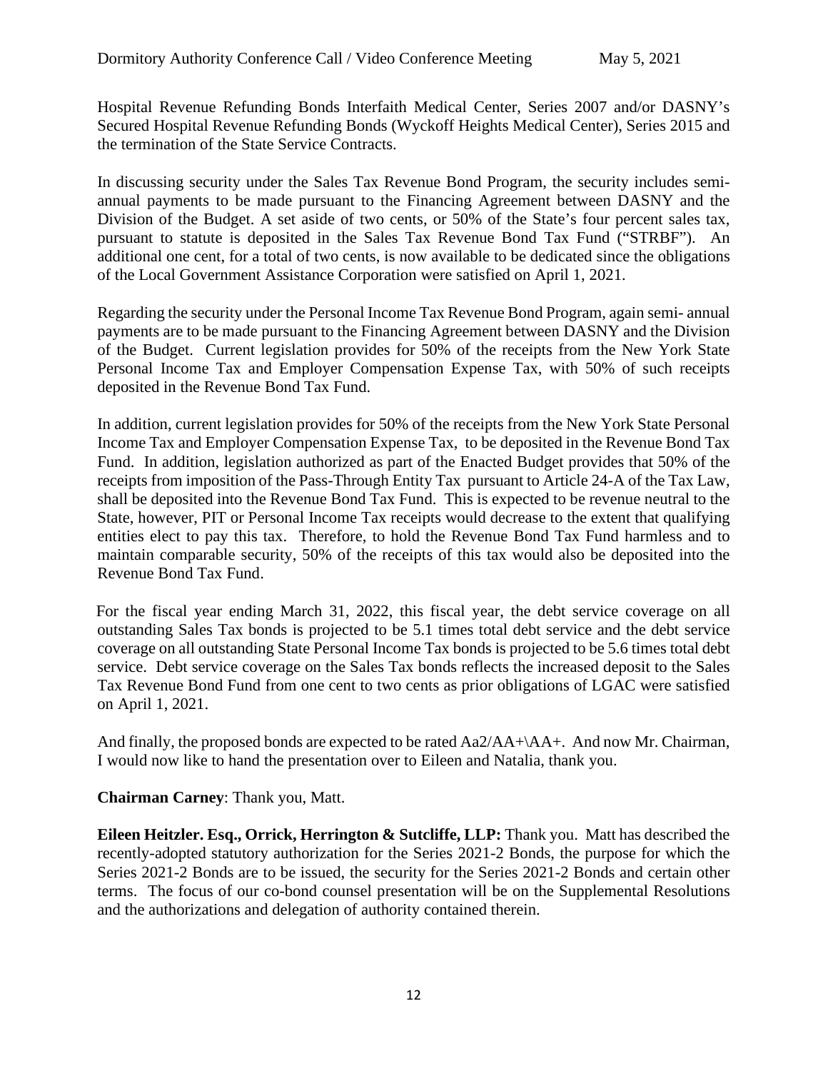Hospital Revenue Refunding Bonds Interfaith Medical Center, Series 2007 and/or DASNY's Secured Hospital Revenue Refunding Bonds (Wyckoff Heights Medical Center), Series 2015 and the termination of the State Service Contracts.

In discussing security under the Sales Tax Revenue Bond Program, the security includes semi-annual payments to be made pursuant to the Financing Agreement between DASNY and the Division of the Budget. A set aside of two cents, or 50% of the State's four percent sales tax, pursuant to statute is deposited in the Sales Tax Revenue Bond Tax Fund ("STRBF"). An additional one cent, for a total of two cents, is now available to be dedicated since the obligations of the Local Government Assistance Corporation were satisfied on April 1, 2021.

Regarding the security under the Personal Income Tax Revenue Bond Program, again semi- annual payments are to be made pursuant to the Financing Agreement between DASNY and the Division of the Budget. Current legislation provides for 50% of the receipts from the New York State Personal Income Tax and Employer Compensation Expense Tax, with 50% of such receipts deposited in the Revenue Bond Tax Fund.

In addition, current legislation provides for 50% of the receipts from the New York State Personal Income Tax and Employer Compensation Expense Tax, to be deposited in the Revenue Bond Tax Fund. In addition, legislation authorized as part of the Enacted Budget provides that 50% of the receipts from imposition of the Pass-Through Entity Tax pursuant to Article 24-A of the Tax Law, shall be deposited into the Revenue Bond Tax Fund. This is expected to be revenue neutral to the State, however, PIT or Personal Income Tax receipts would decrease to the extent that qualifying entities elect to pay this tax. Therefore, to hold the Revenue Bond Tax Fund harmless and to maintain comparable security, 50% of the receipts of this tax would also be deposited into the Revenue Bond Tax Fund.

For the fiscal year ending March 31, 2022, this fiscal year, the debt service coverage on all outstanding Sales Tax bonds is projected to be 5.1 times total debt service and the debt service coverage on all outstanding State Personal Income Tax bonds is projected to be 5.6 times total debt service. Debt service coverage on the Sales Tax bonds reflects the increased deposit to the Sales Tax Revenue Bond Fund from one cent to two cents as prior obligations of LGAC were satisfied on April 1, 2021.

And finally, the proposed bonds are expected to be rated Aa2/AA+\AA+. And now Mr. Chairman, I would now like to hand the presentation over to Eileen and Natalia, thank you.

**Chairman Carney**: Thank you, Matt.

**Eileen Heitzler. Esq., Orrick, Herrington & Sutcliffe, LLP:** Thank you. Matt has described the recently-adopted statutory authorization for the Series 2021-2 Bonds, the purpose for which the Series 2021-2 Bonds are to be issued, the security for the Series 2021-2 Bonds and certain other terms. The focus of our co-bond counsel presentation will be on the Supplemental Resolutions and the authorizations and delegation of authority contained therein.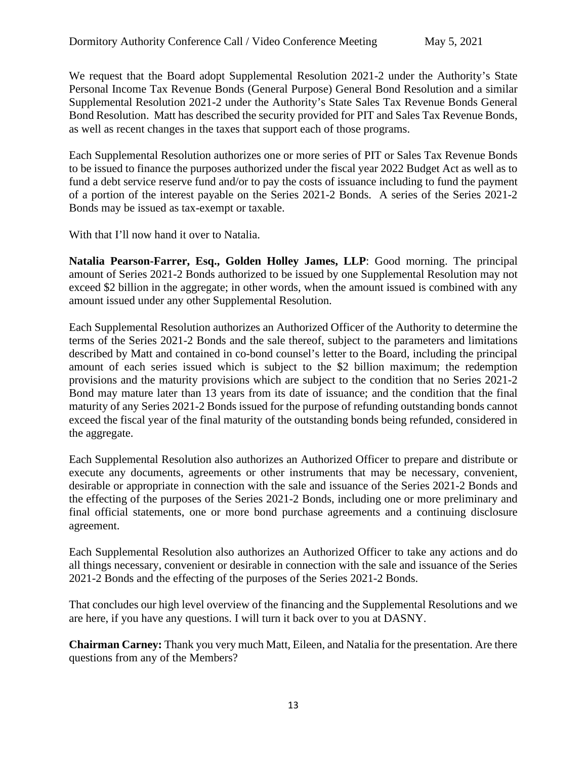We request that the Board adopt Supplemental Resolution 2021-2 under the Authority's State Personal Income Tax Revenue Bonds (General Purpose) General Bond Resolution and a similar Supplemental Resolution 2021-2 under the Authority's State Sales Tax Revenue Bonds General Bond Resolution. Matt has described the security provided for PIT and Sales Tax Revenue Bonds, as well as recent changes in the taxes that support each of those programs.

Each Supplemental Resolution authorizes one or more series of PIT or Sales Tax Revenue Bonds to be issued to finance the purposes authorized under the fiscal year 2022 Budget Act as well as to fund a debt service reserve fund and/or to pay the costs of issuance including to fund the payment of a portion of the interest payable on the Series 2021-2 Bonds. A series of the Series 2021-2 Bonds may be issued as tax-exempt or taxable.

With that I'll now hand it over to Natalia.

**Natalia Pearson-Farrer, Esq., Golden Holley James, LLP**: Good morning. The principal amount of Series 2021-2 Bonds authorized to be issued by one Supplemental Resolution may not exceed $2 billion in the aggregate; in other words, when the amount issued is combined with any amount issued under any other Supplemental Resolution.

Each Supplemental Resolution authorizes an Authorized Officer of the Authority to determine the terms of the Series 2021-2 Bonds and the sale thereof, subject to the parameters and limitations described by Matt and contained in co-bond counsel's letter to the Board, including the principal amount of each series issued which is subject to the $2 billion maximum; the redemption provisions and the maturity provisions which are subject to the condition that no Series 2021-2 Bond may mature later than 13 years from its date of issuance; and the condition that the final maturity of any Series 2021-2 Bonds issued for the purpose of refunding outstanding bonds cannot exceed the fiscal year of the final maturity of the outstanding bonds being refunded, considered in the aggregate.

Each Supplemental Resolution also authorizes an Authorized Officer to prepare and distribute or execute any documents, agreements or other instruments that may be necessary, convenient, desirable or appropriate in connection with the sale and issuance of the Series 2021-2 Bonds and the effecting of the purposes of the Series 2021-2 Bonds, including one or more preliminary and final official statements, one or more bond purchase agreements and a continuing disclosure agreement.

Each Supplemental Resolution also authorizes an Authorized Officer to take any actions and do all things necessary, convenient or desirable in connection with the sale and issuance of the Series 2021-2 Bonds and the effecting of the purposes of the Series 2021-2 Bonds.

That concludes our high level overview of the financing and the Supplemental Resolutions and we are here, if you have any questions. I will turn it back over to you at DASNY.

**Chairman Carney:** Thank you very much Matt, Eileen, and Natalia for the presentation. Are there questions from any of the Members?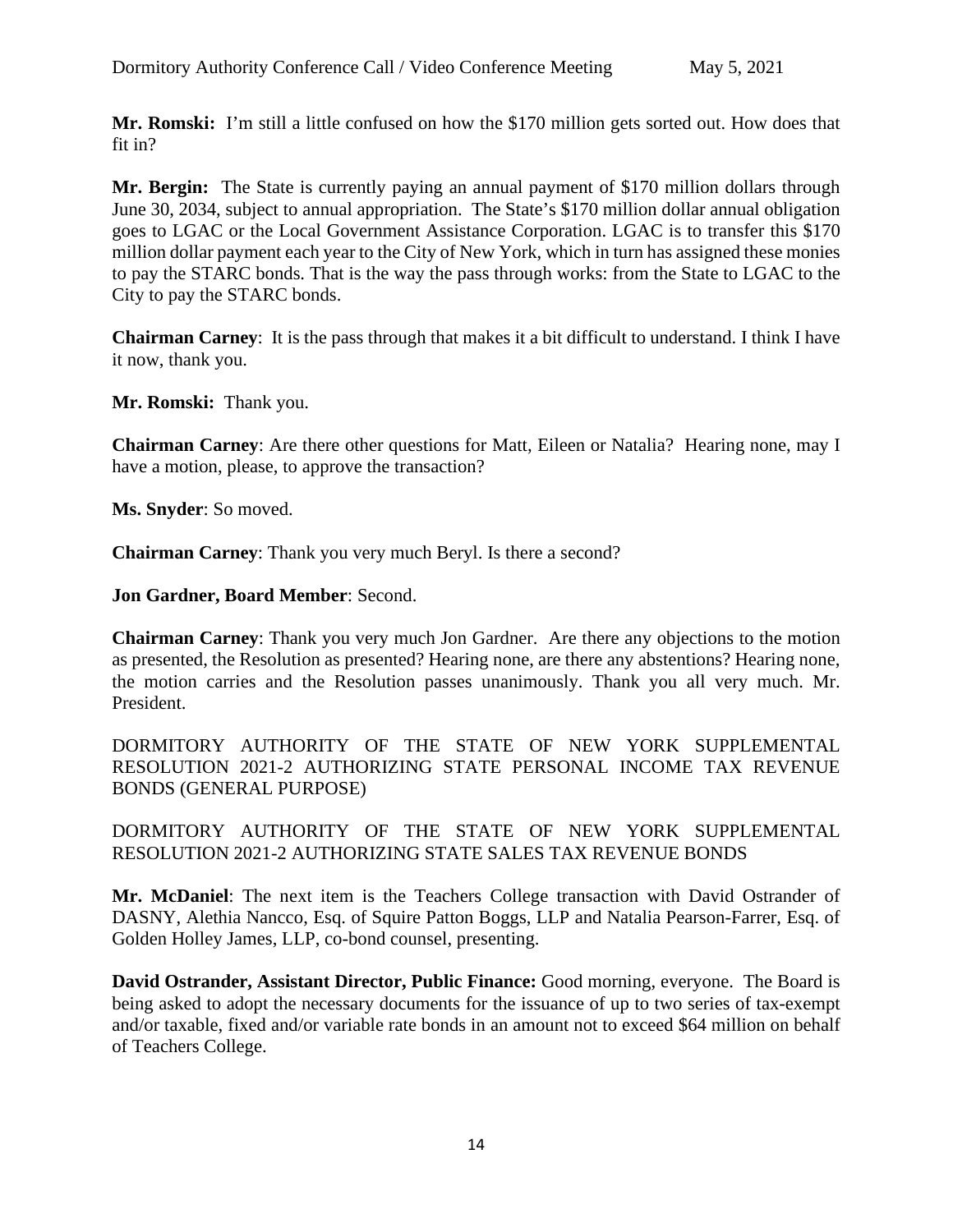**Mr. Romski:** I'm still a little confused on how the $170 million gets sorted out. How does that fit in?

**Mr. Bergin:** The State is currently paying an annual payment of $170 million dollars through June 30, 2034, subject to annual appropriation. The State's $170 million dollar annual obligation goes to LGAC or the Local Government Assistance Corporation. LGAC is to transfer this $170 million dollar payment each year to the City of New York, which in turn has assigned these monies to pay the STARC bonds. That is the way the pass through works: from the State to LGAC to the City to pay the STARC bonds.

**Chairman Carney**: It is the pass through that makes it a bit difficult to understand. I think I have it now, thank you.

**Mr. Romski:** Thank you.

**Chairman Carney**: Are there other questions for Matt, Eileen or Natalia? Hearing none, may I have a motion, please, to approve the transaction?

**Ms. Snyder**: So moved.

**Chairman Carney**: Thank you very much Beryl. Is there a second?

**Jon Gardner, Board Member**: Second.

**Chairman Carney**: Thank you very much Jon Gardner. Are there any objections to the motion as presented, the Resolution as presented? Hearing none, are there any abstentions? Hearing none, the motion carries and the Resolution passes unanimously. Thank you all very much. Mr. President.

DORMITORY AUTHORITY OF THE STATE OF NEW YORK SUPPLEMENTAL RESOLUTION 2021-2 AUTHORIZING STATE PERSONAL INCOME TAX REVENUE BONDS (GENERAL PURPOSE)

DORMITORY AUTHORITY OF THE STATE OF NEW YORK SUPPLEMENTAL RESOLUTION 2021-2 AUTHORIZING STATE SALES TAX REVENUE BONDS

**Mr. McDaniel**: The next item is the Teachers College transaction with David Ostrander of DASNY, Alethia Nancco, Esq. of Squire Patton Boggs, LLP and Natalia Pearson-Farrer, Esq. of Golden Holley James, LLP, co-bond counsel, presenting.

**David Ostrander, Assistant Director, Public Finance:** Good morning, everyone. The Board is being asked to adopt the necessary documents for the issuance of up to two series of tax-exempt and/or taxable, fixed and/or variable rate bonds in an amount not to exceed $64 million on behalf of Teachers College.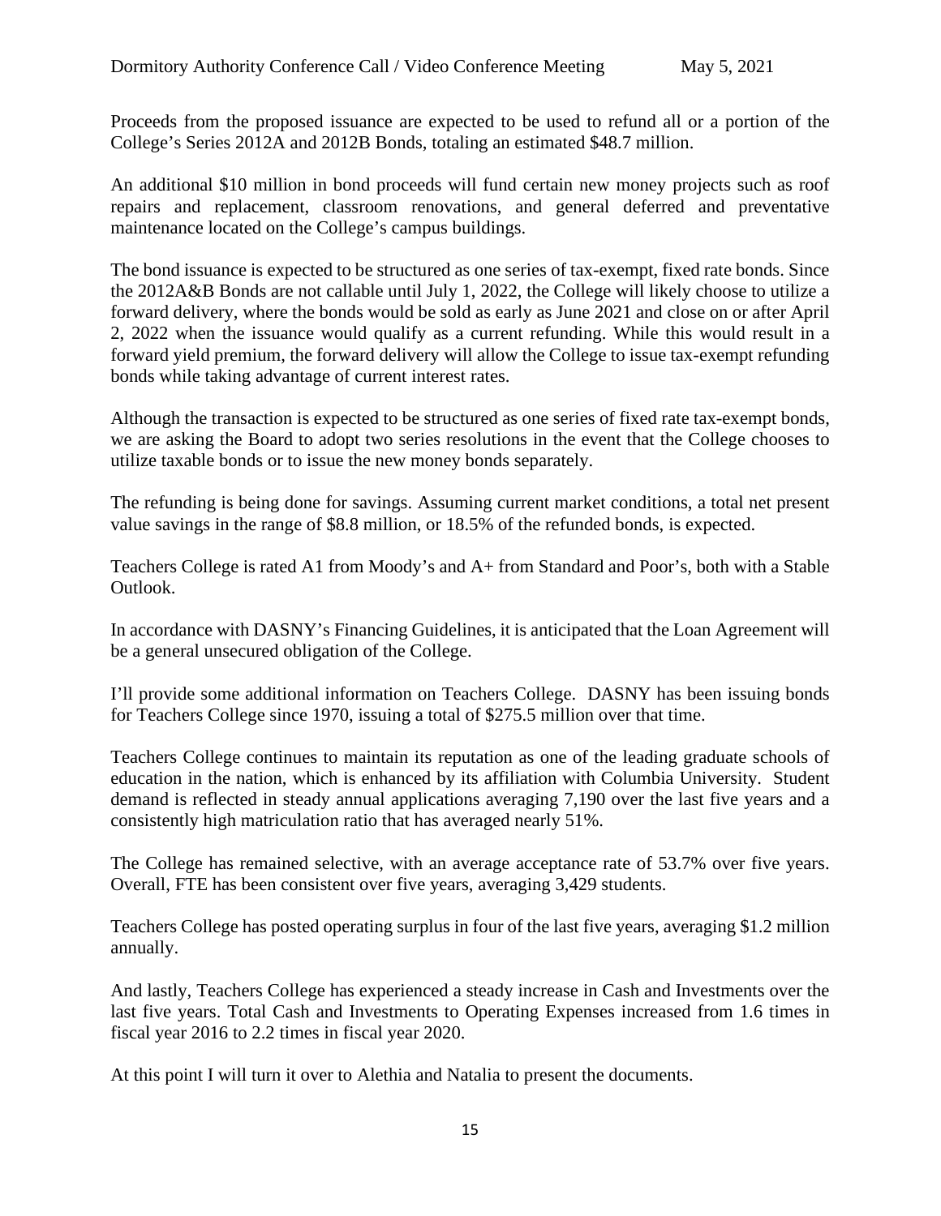Proceeds from the proposed issuance are expected to be used to refund all or a portion of the College's Series 2012A and 2012B Bonds, totaling an estimated $48.7 million.

An additional $10 million in bond proceeds will fund certain new money projects such as roof repairs and replacement, classroom renovations, and general deferred and preventative maintenance located on the College's campus buildings.

The bond issuance is expected to be structured as one series of tax-exempt, fixed rate bonds. Since the 2012A&B Bonds are not callable until July 1, 2022, the College will likely choose to utilize a forward delivery, where the bonds would be sold as early as June 2021 and close on or after April 2, 2022 when the issuance would qualify as a current refunding. While this would result in a forward yield premium, the forward delivery will allow the College to issue tax-exempt refunding bonds while taking advantage of current interest rates.

Although the transaction is expected to be structured as one series of fixed rate tax-exempt bonds, we are asking the Board to adopt two series resolutions in the event that the College chooses to utilize taxable bonds or to issue the new money bonds separately.

The refunding is being done for savings. Assuming current market conditions, a total net present value savings in the range of $8.8 million, or 18.5% of the refunded bonds, is expected.

Teachers College is rated A1 from Moody's and A+ from Standard and Poor's, both with a Stable Outlook.

In accordance with DASNY's Financing Guidelines, it is anticipated that the Loan Agreement will be a general unsecured obligation of the College.

I'll provide some additional information on Teachers College. DASNY has been issuing bonds for Teachers College since 1970, issuing a total of $275.5 million over that time.

Teachers College continues to maintain its reputation as one of the leading graduate schools of education in the nation, which is enhanced by its affiliation with Columbia University. Student demand is reflected in steady annual applications averaging 7,190 over the last five years and a consistently high matriculation ratio that has averaged nearly 51%.

The College has remained selective, with an average acceptance rate of 53.7% over five years. Overall, FTE has been consistent over five years, averaging 3,429 students.

Teachers College has posted operating surplus in four of the last five years, averaging $1.2 million annually.

And lastly, Teachers College has experienced a steady increase in Cash and Investments over the last five years. Total Cash and Investments to Operating Expenses increased from 1.6 times in fiscal year 2016 to 2.2 times in fiscal year 2020.

At this point I will turn it over to Alethia and Natalia to present the documents.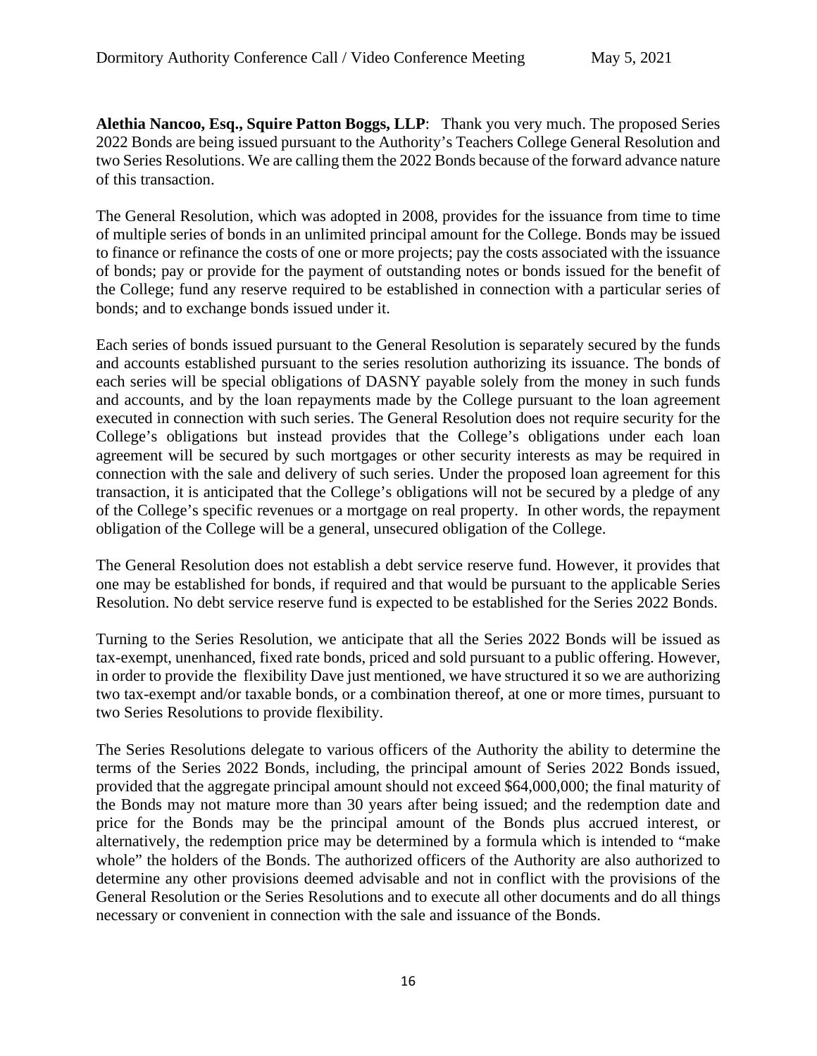**Alethia Nancoo, Esq., Squire Patton Boggs, LLP**: Thank you very much. The proposed Series 2022 Bonds are being issued pursuant to the Authority's Teachers College General Resolution and two Series Resolutions. We are calling them the 2022 Bonds because of the forward advance nature of this transaction.

The General Resolution, which was adopted in 2008, provides for the issuance from time to time of multiple series of bonds in an unlimited principal amount for the College. Bonds may be issued to finance or refinance the costs of one or more projects; pay the costs associated with the issuance of bonds; pay or provide for the payment of outstanding notes or bonds issued for the benefit of the College; fund any reserve required to be established in connection with a particular series of bonds; and to exchange bonds issued under it.

Each series of bonds issued pursuant to the General Resolution is separately secured by the funds and accounts established pursuant to the series resolution authorizing its issuance. The bonds of each series will be special obligations of DASNY payable solely from the money in such funds and accounts, and by the loan repayments made by the College pursuant to the loan agreement executed in connection with such series. The General Resolution does not require security for the College's obligations but instead provides that the College's obligations under each loan agreement will be secured by such mortgages or other security interests as may be required in connection with the sale and delivery of such series. Under the proposed loan agreement for this transaction, it is anticipated that the College's obligations will not be secured by a pledge of any of the College's specific revenues or a mortgage on real property. In other words, the repayment obligation of the College will be a general, unsecured obligation of the College.

The General Resolution does not establish a debt service reserve fund. However, it provides that one may be established for bonds, if required and that would be pursuant to the applicable Series Resolution. No debt service reserve fund is expected to be established for the Series 2022 Bonds.

Turning to the Series Resolution, we anticipate that all the Series 2022 Bonds will be issued as tax-exempt, unenhanced, fixed rate bonds, priced and sold pursuant to a public offering. However, in order to provide the flexibility Dave just mentioned, we have structured it so we are authorizing two tax-exempt and/or taxable bonds, or a combination thereof, at one or more times, pursuant to two Series Resolutions to provide flexibility.

The Series Resolutions delegate to various officers of the Authority the ability to determine the terms of the Series 2022 Bonds, including, the principal amount of Series 2022 Bonds issued, provided that the aggregate principal amount should not exceed $64,000,000; the final maturity of the Bonds may not mature more than 30 years after being issued; and the redemption date and price for the Bonds may be the principal amount of the Bonds plus accrued interest, or alternatively, the redemption price may be determined by a formula which is intended to "make whole" the holders of the Bonds. The authorized officers of the Authority are also authorized to determine any other provisions deemed advisable and not in conflict with the provisions of the General Resolution or the Series Resolutions and to execute all other documents and do all things necessary or convenient in connection with the sale and issuance of the Bonds.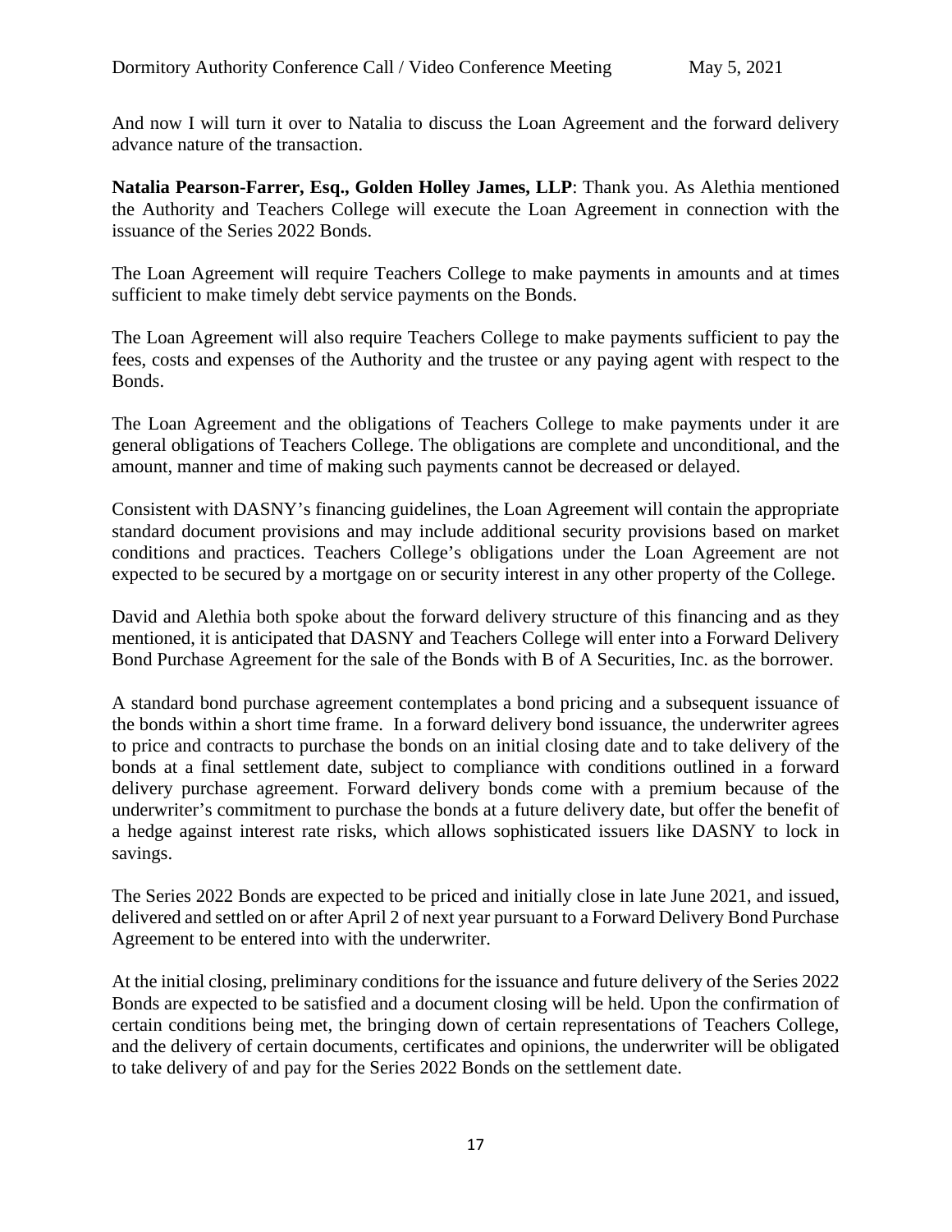And now I will turn it over to Natalia to discuss the Loan Agreement and the forward delivery advance nature of the transaction.

**Natalia Pearson-Farrer, Esq., Golden Holley James, LLP**: Thank you. As Alethia mentioned the Authority and Teachers College will execute the Loan Agreement in connection with the issuance of the Series 2022 Bonds.

The Loan Agreement will require Teachers College to make payments in amounts and at times sufficient to make timely debt service payments on the Bonds.

The Loan Agreement will also require Teachers College to make payments sufficient to pay the fees, costs and expenses of the Authority and the trustee or any paying agent with respect to the Bonds.

The Loan Agreement and the obligations of Teachers College to make payments under it are general obligations of Teachers College. The obligations are complete and unconditional, and the amount, manner and time of making such payments cannot be decreased or delayed.

Consistent with DASNY's financing guidelines, the Loan Agreement will contain the appropriate standard document provisions and may include additional security provisions based on market conditions and practices. Teachers College's obligations under the Loan Agreement are not expected to be secured by a mortgage on or security interest in any other property of the College.

David and Alethia both spoke about the forward delivery structure of this financing and as they mentioned, it is anticipated that DASNY and Teachers College will enter into a Forward Delivery Bond Purchase Agreement for the sale of the Bonds with B of A Securities, Inc. as the borrower.

A standard bond purchase agreement contemplates a bond pricing and a subsequent issuance of the bonds within a short time frame. In a forward delivery bond issuance, the underwriter agrees to price and contracts to purchase the bonds on an initial closing date and to take delivery of the bonds at a final settlement date, subject to compliance with conditions outlined in a forward delivery purchase agreement. Forward delivery bonds come with a premium because of the underwriter's commitment to purchase the bonds at a future delivery date, but offer the benefit of a hedge against interest rate risks, which allows sophisticated issuers like DASNY to lock in savings.

The Series 2022 Bonds are expected to be priced and initially close in late June 2021, and issued, delivered and settled on or after April 2 of next year pursuant to a Forward Delivery Bond Purchase Agreement to be entered into with the underwriter.

At the initial closing, preliminary conditions for the issuance and future delivery of the Series 2022 Bonds are expected to be satisfied and a document closing will be held. Upon the confirmation of certain conditions being met, the bringing down of certain representations of Teachers College, and the delivery of certain documents, certificates and opinions, the underwriter will be obligated to take delivery of and pay for the Series 2022 Bonds on the settlement date.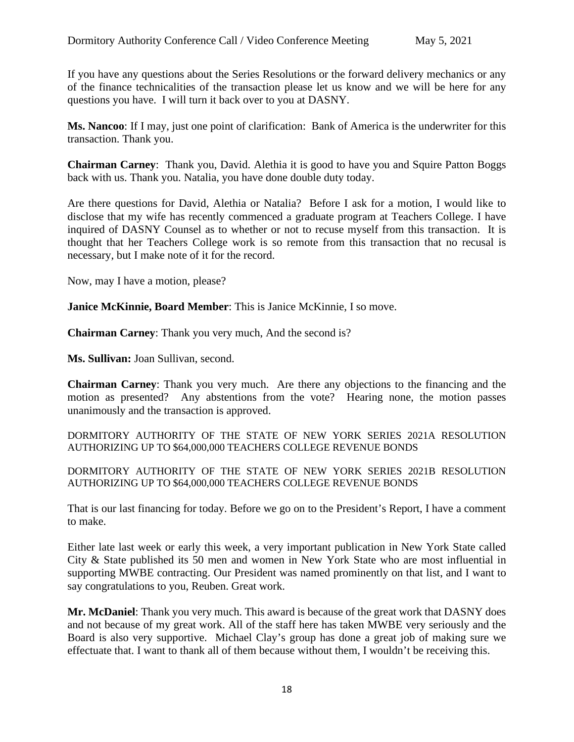If you have any questions about the Series Resolutions or the forward delivery mechanics or any of the finance technicalities of the transaction please let us know and we will be here for any questions you have. I will turn it back over to you at DASNY.

**Ms. Nancoo**: If I may, just one point of clarification: Bank of America is the underwriter for this transaction. Thank you.

**Chairman Carney**: Thank you, David. Alethia it is good to have you and Squire Patton Boggs back with us. Thank you. Natalia, you have done double duty today.

Are there questions for David, Alethia or Natalia? Before I ask for a motion, I would like to disclose that my wife has recently commenced a graduate program at Teachers College. I have inquired of DASNY Counsel as to whether or not to recuse myself from this transaction. It is thought that her Teachers College work is so remote from this transaction that no recusal is necessary, but I make note of it for the record.

Now, may I have a motion, please?

**Janice McKinnie, Board Member**: This is Janice McKinnie, I so move.

**Chairman Carney**: Thank you very much, And the second is?

**Ms. Sullivan:** Joan Sullivan, second.

**Chairman Carney**: Thank you very much. Are there any objections to the financing and the motion as presented? Any abstentions from the vote? Hearing none, the motion passes unanimously and the transaction is approved.

DORMITORY AUTHORITY OF THE STATE OF NEW YORK SERIES 2021A RESOLUTION AUTHORIZING UP TO $64,000,000 TEACHERS COLLEGE REVENUE BONDS

DORMITORY AUTHORITY OF THE STATE OF NEW YORK SERIES 2021B RESOLUTION AUTHORIZING UP TO $64,000,000 TEACHERS COLLEGE REVENUE BONDS

That is our last financing for today. Before we go on to the President's Report, I have a comment to make.

Either late last week or early this week, a very important publication in New York State called City & State published its 50 men and women in New York State who are most influential in supporting MWBE contracting. Our President was named prominently on that list, and I want to say congratulations to you, Reuben. Great work.

**Mr. McDaniel**: Thank you very much. This award is because of the great work that DASNY does and not because of my great work. All of the staff here has taken MWBE very seriously and the Board is also very supportive. Michael Clay's group has done a great job of making sure we effectuate that. I want to thank all of them because without them, I wouldn't be receiving this.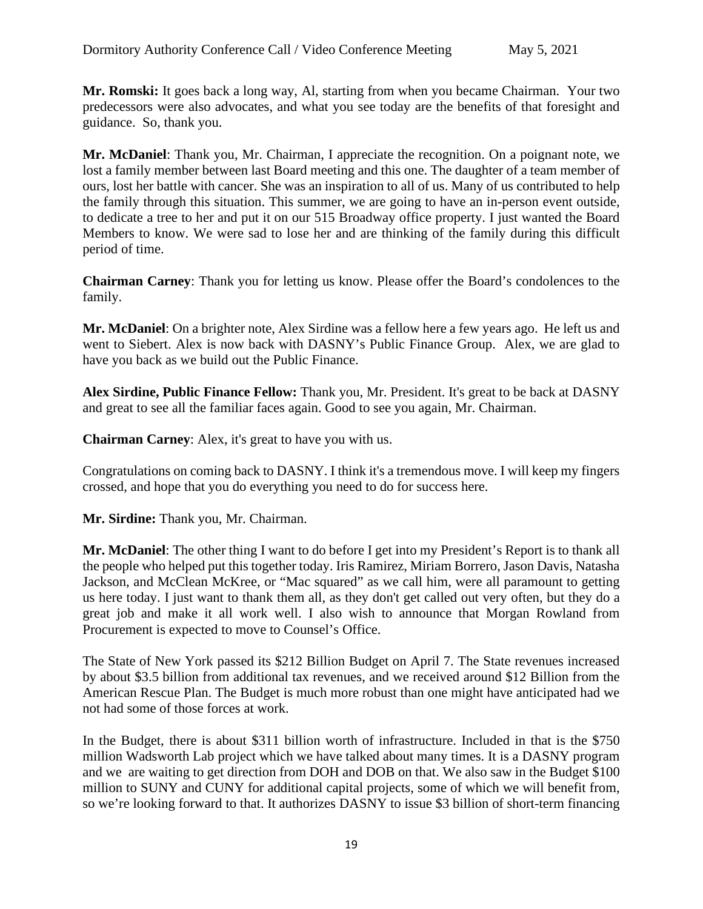**Mr. Romski:** It goes back a long way, Al, starting from when you became Chairman. Your two predecessors were also advocates, and what you see today are the benefits of that foresight and guidance. So, thank you.

**Mr. McDaniel**: Thank you, Mr. Chairman, I appreciate the recognition. On a poignant note, we lost a family member between last Board meeting and this one. The daughter of a team member of ours, lost her battle with cancer. She was an inspiration to all of us. Many of us contributed to help the family through this situation. This summer, we are going to have an in-person event outside, to dedicate a tree to her and put it on our 515 Broadway office property. I just wanted the Board Members to know. We were sad to lose her and are thinking of the family during this difficult period of time.

**Chairman Carney**: Thank you for letting us know. Please offer the Board's condolences to the family.

**Mr. McDaniel**: On a brighter note, Alex Sirdine was a fellow here a few years ago. He left us and went to Siebert. Alex is now back with DASNY's Public Finance Group. Alex, we are glad to have you back as we build out the Public Finance.

**Alex Sirdine, Public Finance Fellow:** Thank you, Mr. President. It's great to be back at DASNY and great to see all the familiar faces again. Good to see you again, Mr. Chairman.

**Chairman Carney**: Alex, it's great to have you with us.

Congratulations on coming back to DASNY. I think it's a tremendous move. I will keep my fingers crossed, and hope that you do everything you need to do for success here.

**Mr. Sirdine:** Thank you, Mr. Chairman.

**Mr. McDaniel**: The other thing I want to do before I get into my President's Report is to thank all the people who helped put this together today. Iris Ramirez, Miriam Borrero, Jason Davis, Natasha Jackson, and McClean McKree, or "Mac squared" as we call him, were all paramount to getting us here today. I just want to thank them all, as they don't get called out very often, but they do a great job and make it all work well. I also wish to announce that Morgan Rowland from Procurement is expected to move to Counsel's Office.

The State of New York passed its $212 Billion Budget on April 7. The State revenues increased by about $3.5 billion from additional tax revenues, and we received around $12 Billion from the American Rescue Plan. The Budget is much more robust than one might have anticipated had we not had some of those forces at work.

In the Budget, there is about $311 billion worth of infrastructure. Included in that is the $750 million Wadsworth Lab project which we have talked about many times. It is a DASNY program and we are waiting to get direction from DOH and DOB on that. We also saw in the Budget $100 million to SUNY and CUNY for additional capital projects, some of which we will benefit from, so we're looking forward to that. It authorizes DASNY to issue $3 billion of short-term financing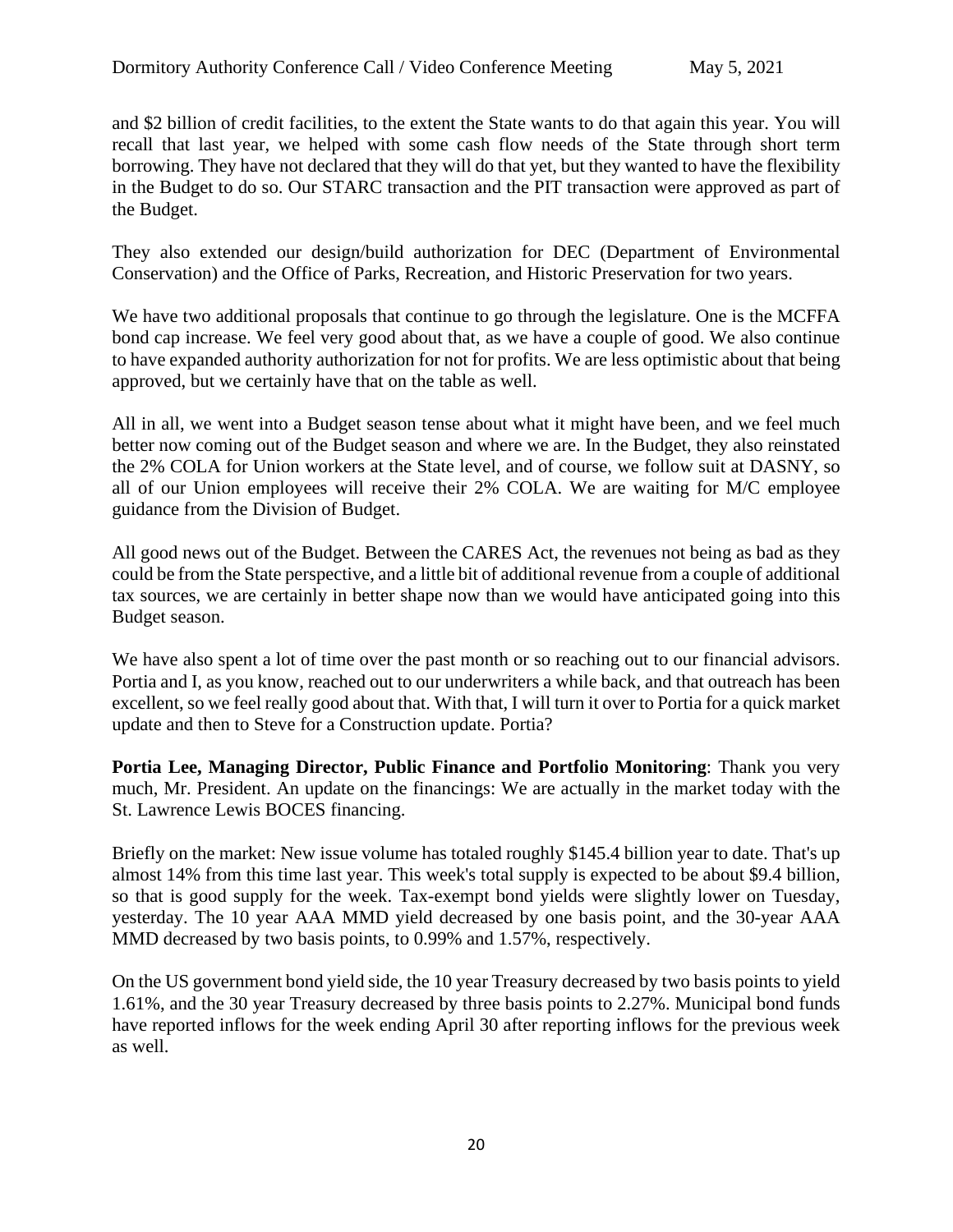and $2 billion of credit facilities, to the extent the State wants to do that again this year. You will recall that last year, we helped with some cash flow needs of the State through short term borrowing. They have not declared that they will do that yet, but they wanted to have the flexibility in the Budget to do so. Our STARC transaction and the PIT transaction were approved as part of the Budget.

They also extended our design/build authorization for DEC (Department of Environmental Conservation) and the Office of Parks, Recreation, and Historic Preservation for two years.

We have two additional proposals that continue to go through the legislature. One is the MCFFA bond cap increase. We feel very good about that, as we have a couple of good. We also continue to have expanded authority authorization for not for profits. We are less optimistic about that being approved, but we certainly have that on the table as well.

All in all, we went into a Budget season tense about what it might have been, and we feel much better now coming out of the Budget season and where we are. In the Budget, they also reinstated the 2% COLA for Union workers at the State level, and of course, we follow suit at DASNY, so all of our Union employees will receive their 2% COLA. We are waiting for M/C employee guidance from the Division of Budget.

All good news out of the Budget. Between the CARES Act, the revenues not being as bad as they could be from the State perspective, and a little bit of additional revenue from a couple of additional tax sources, we are certainly in better shape now than we would have anticipated going into this Budget season.

We have also spent a lot of time over the past month or so reaching out to our financial advisors. Portia and I, as you know, reached out to our underwriters a while back, and that outreach has been excellent, so we feel really good about that. With that, I will turn it over to Portia for a quick market update and then to Steve for a Construction update. Portia?

**Portia Lee, Managing Director, Public Finance and Portfolio Monitoring**: Thank you very much, Mr. President. An update on the financings: We are actually in the market today with the St. Lawrence Lewis BOCES financing.

Briefly on the market: New issue volume has totaled roughly $145.4 billion year to date. That's up almost 14% from this time last year. This week's total supply is expected to be about $9.4 billion, so that is good supply for the week. Tax-exempt bond yields were slightly lower on Tuesday, yesterday. The 10 year AAA MMD yield decreased by one basis point, and the 30-year AAA MMD decreased by two basis points, to 0.99% and 1.57%, respectively.

On the US government bond yield side, the 10 year Treasury decreased by two basis points to yield 1.61%, and the 30 year Treasury decreased by three basis points to 2.27%. Municipal bond funds have reported inflows for the week ending April 30 after reporting inflows for the previous week as well.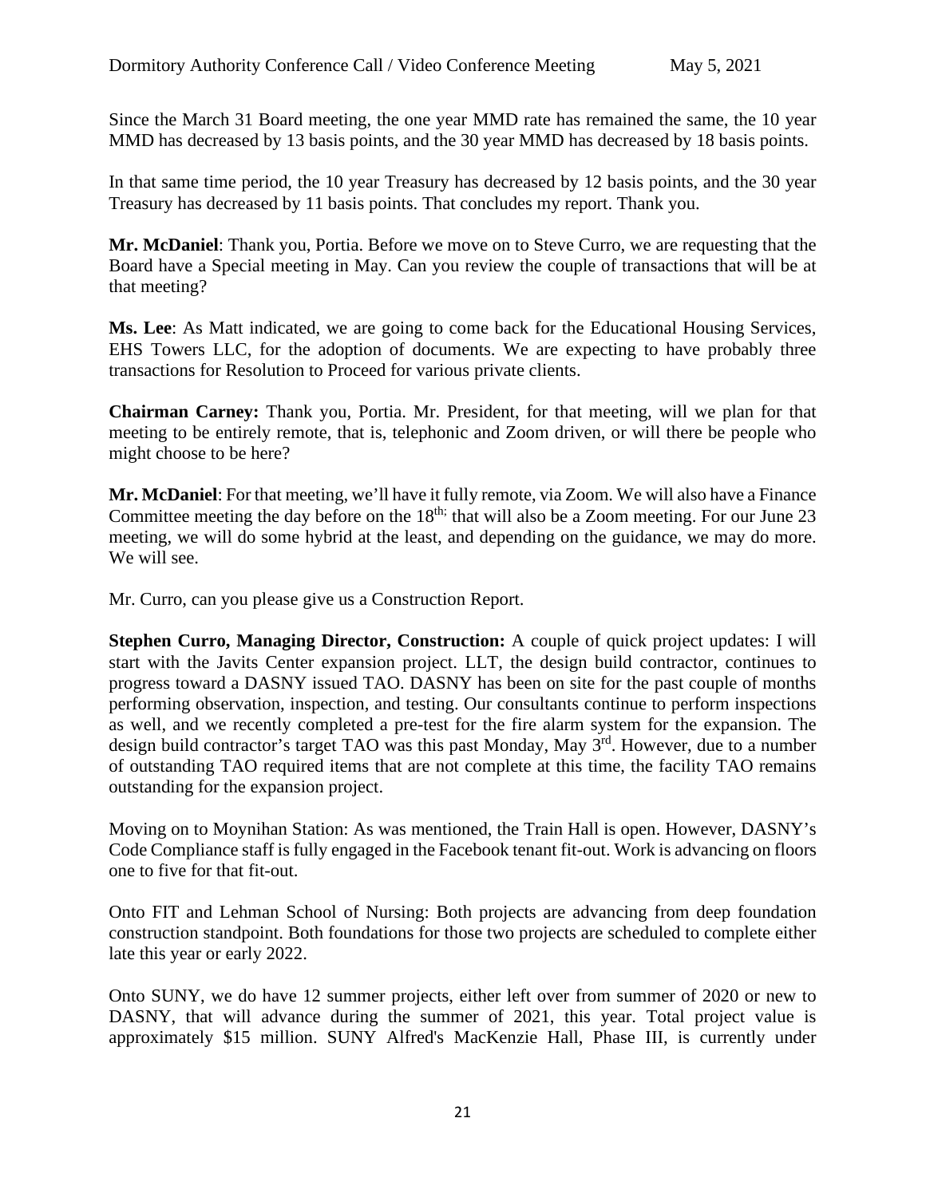Since the March 31 Board meeting, the one year MMD rate has remained the same, the 10 year MMD has decreased by 13 basis points, and the 30 year MMD has decreased by 18 basis points.

In that same time period, the 10 year Treasury has decreased by 12 basis points, and the 30 year Treasury has decreased by 11 basis points. That concludes my report. Thank you.

**Mr. McDaniel**: Thank you, Portia. Before we move on to Steve Curro, we are requesting that the Board have a Special meeting in May. Can you review the couple of transactions that will be at that meeting?

**Ms. Lee**: As Matt indicated, we are going to come back for the Educational Housing Services, EHS Towers LLC, for the adoption of documents. We are expecting to have probably three transactions for Resolution to Proceed for various private clients.

**Chairman Carney:** Thank you, Portia. Mr. President, for that meeting, will we plan for that meeting to be entirely remote, that is, telephonic and Zoom driven, or will there be people who might choose to be here?

**Mr. McDaniel**: For that meeting, we'll have it fully remote, via Zoom. We will also have a Finance Committee meeting the day before on the 18th; that will also be a Zoom meeting. For our June 23 meeting, we will do some hybrid at the least, and depending on the guidance, we may do more. We will see.

Mr. Curro, can you please give us a Construction Report.

**Stephen Curro, Managing Director, Construction:** A couple of quick project updates: I will start with the Javits Center expansion project. LLT, the design build contractor, continues to progress toward a DASNY issued TAO. DASNY has been on site for the past couple of months performing observation, inspection, and testing. Our consultants continue to perform inspections as well, and we recently completed a pre-test for the fire alarm system for the expansion. The design build contractor's target TAO was this past Monday, May 3rd. However, due to a number of outstanding TAO required items that are not complete at this time, the facility TAO remains outstanding for the expansion project.

Moving on to Moynihan Station: As was mentioned, the Train Hall is open. However, DASNY's Code Compliance staff is fully engaged in the Facebook tenant fit-out. Work is advancing on floors one to five for that fit-out.

Onto FIT and Lehman School of Nursing: Both projects are advancing from deep foundation construction standpoint. Both foundations for those two projects are scheduled to complete either late this year or early 2022.

Onto SUNY, we do have 12 summer projects, either left over from summer of 2020 or new to DASNY, that will advance during the summer of 2021, this year. Total project value is approximately $15 million. SUNY Alfred's MacKenzie Hall, Phase III, is currently under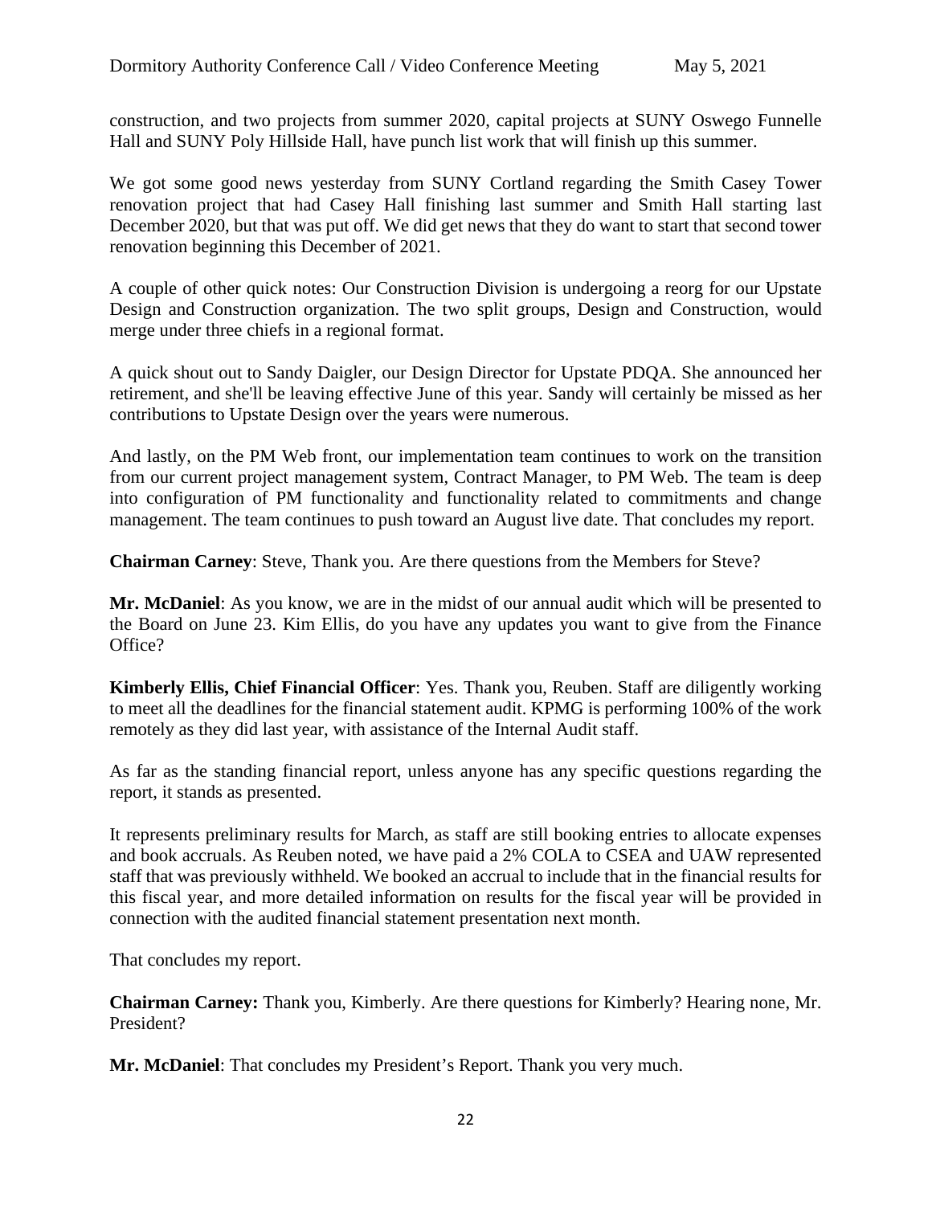construction, and two projects from summer 2020, capital projects at SUNY Oswego Funnelle Hall and SUNY Poly Hillside Hall, have punch list work that will finish up this summer.

We got some good news yesterday from SUNY Cortland regarding the Smith Casey Tower renovation project that had Casey Hall finishing last summer and Smith Hall starting last December 2020, but that was put off. We did get news that they do want to start that second tower renovation beginning this December of 2021.

A couple of other quick notes: Our Construction Division is undergoing a reorg for our Upstate Design and Construction organization. The two split groups, Design and Construction, would merge under three chiefs in a regional format.

A quick shout out to Sandy Daigler, our Design Director for Upstate PDQA. She announced her retirement, and she'll be leaving effective June of this year. Sandy will certainly be missed as her contributions to Upstate Design over the years were numerous.

And lastly, on the PM Web front, our implementation team continues to work on the transition from our current project management system, Contract Manager, to PM Web. The team is deep into configuration of PM functionality and functionality related to commitments and change management. The team continues to push toward an August live date. That concludes my report.

**Chairman Carney**: Steve, Thank you. Are there questions from the Members for Steve?

**Mr. McDaniel**: As you know, we are in the midst of our annual audit which will be presented to the Board on June 23. Kim Ellis, do you have any updates you want to give from the Finance Office?

**Kimberly Ellis, Chief Financial Officer**: Yes. Thank you, Reuben. Staff are diligently working to meet all the deadlines for the financial statement audit. KPMG is performing 100% of the work remotely as they did last year, with assistance of the Internal Audit staff.

As far as the standing financial report, unless anyone has any specific questions regarding the report, it stands as presented.

It represents preliminary results for March, as staff are still booking entries to allocate expenses and book accruals. As Reuben noted, we have paid a 2% COLA to CSEA and UAW represented staff that was previously withheld. We booked an accrual to include that in the financial results for this fiscal year, and more detailed information on results for the fiscal year will be provided in connection with the audited financial statement presentation next month.

That concludes my report.

**Chairman Carney:** Thank you, Kimberly. Are there questions for Kimberly? Hearing none, Mr. President?

**Mr. McDaniel**: That concludes my President's Report. Thank you very much.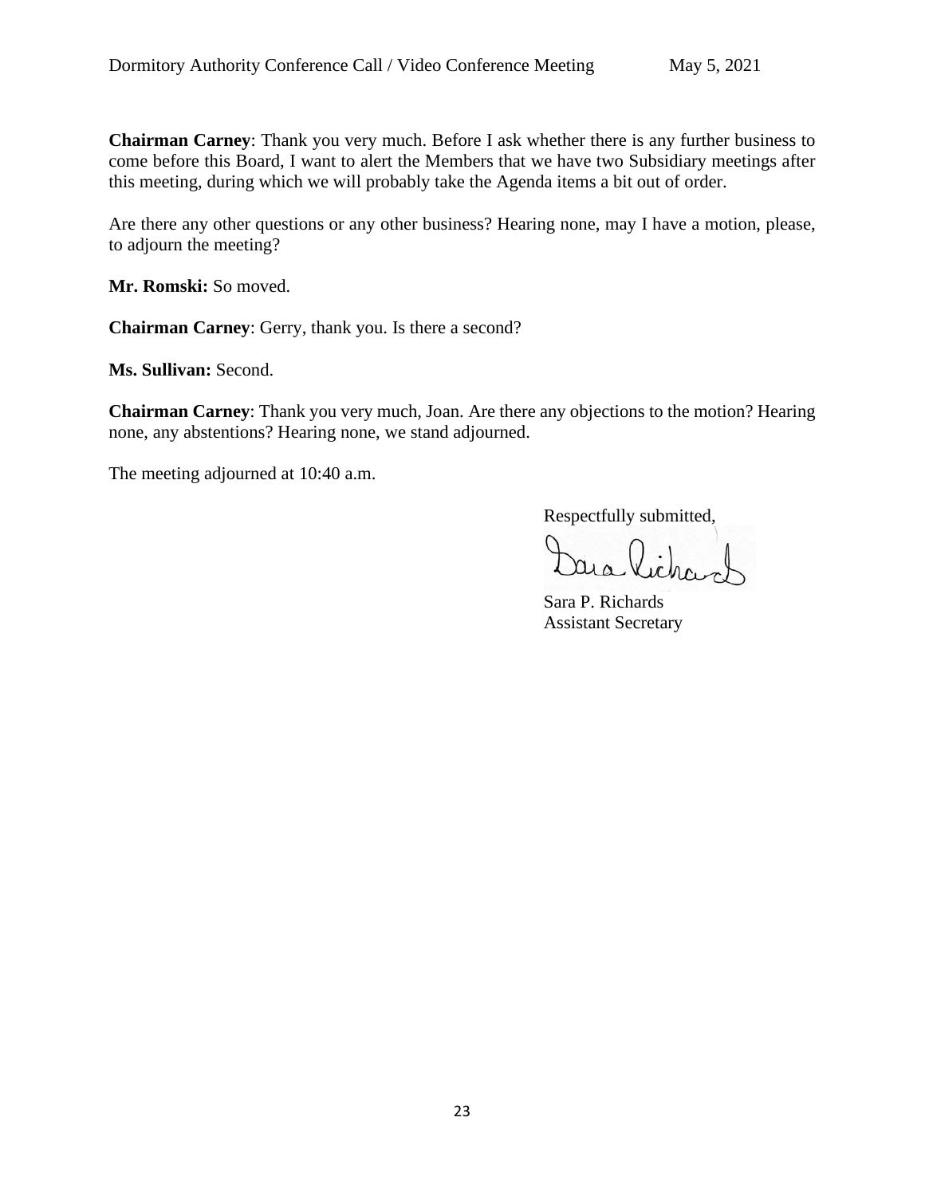**Chairman Carney**: Thank you very much. Before I ask whether there is any further business to come before this Board, I want to alert the Members that we have two Subsidiary meetings after this meeting, during which we will probably take the Agenda items a bit out of order.

Are there any other questions or any other business? Hearing none, may I have a motion, please, to adjourn the meeting?

**Mr. Romski:** So moved.

**Chairman Carney**: Gerry, thank you. Is there a second?

**Ms. Sullivan:** Second.

**Chairman Carney**: Thank you very much, Joan. Are there any objections to the motion? Hearing none, any abstentions? Hearing none, we stand adjourned.

The meeting adjourned at 10:40 a.m.

Respectfully submitted,

Sara P. Richards
Assistant Secretary